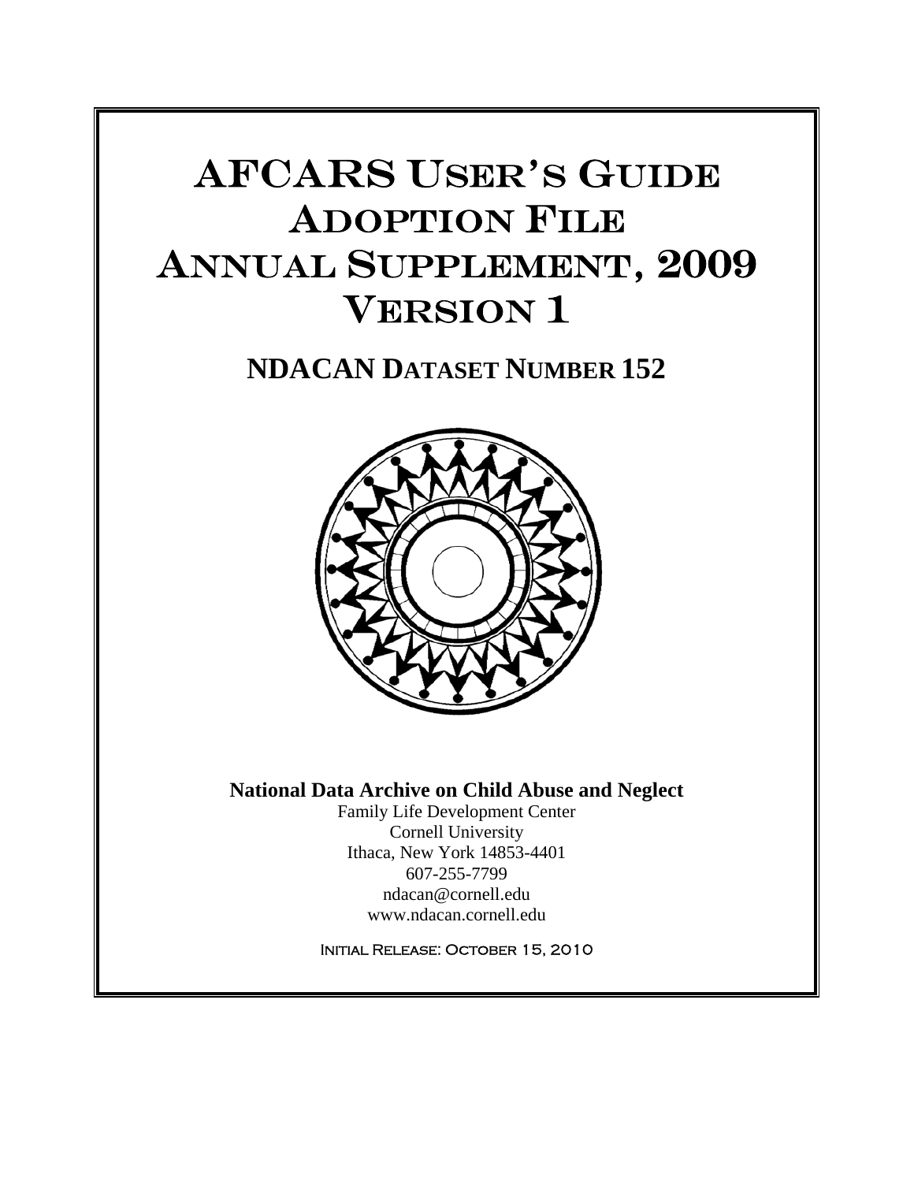# AFCARS User's Guide
# Adoption File
# Annual Supplement, 2009
# Version 1

## NDACAN Dataset Number 152

**National Data Archive on Child Abuse and Neglect**

Family Life Development Center
Cornell University
Ithaca, New York 14853-4401
607-255-7799
ndacan@cornell.edu
www.ndacan.cornell.edu

Initial Release: October 15, 2010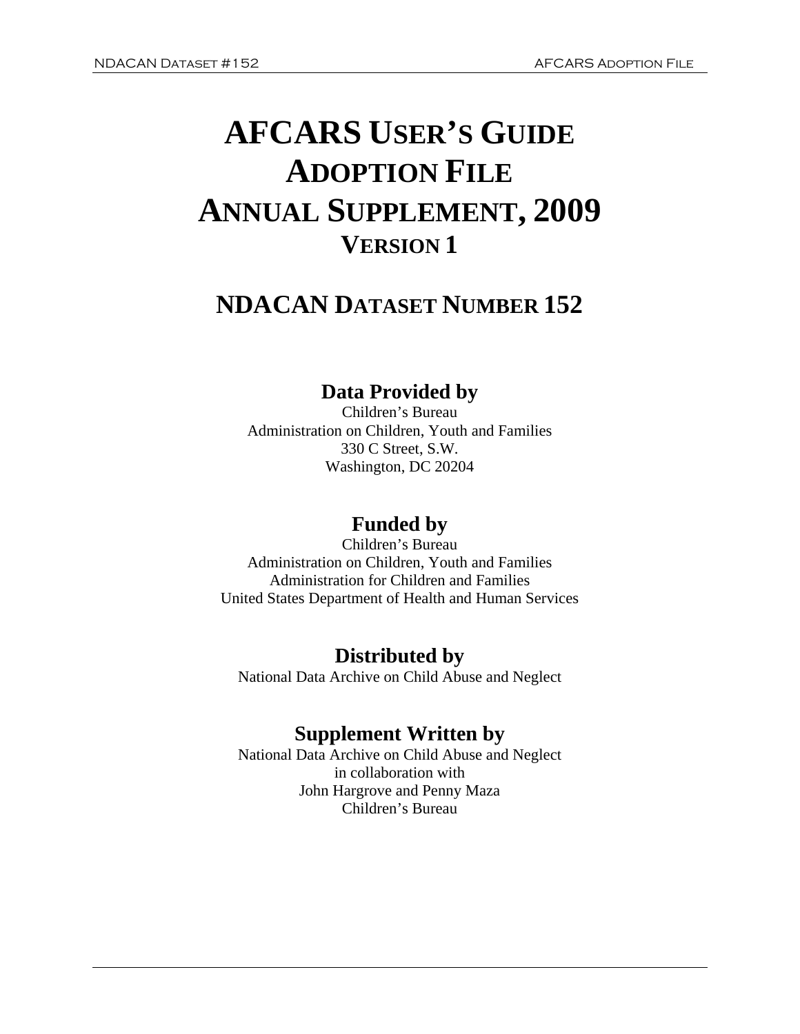# AFCARS USER'S GUIDE ADOPTION FILE ANNUAL SUPPLEMENT, 2009

## VERSION 1

## NDACAN DATASET NUMBER 152

### Data Provided by

Children's Bureau
Administration on Children, Youth and Families
330 C Street, S.W.
Washington, DC 20204

### Funded by

Children's Bureau
Administration on Children, Youth and Families
Administration for Children and Families
United States Department of Health and Human Services

### Distributed by

National Data Archive on Child Abuse and Neglect

### Supplement Written by

National Data Archive on Child Abuse and Neglect
in collaboration with
John Hargrove and Penny Maza
Children's Bureau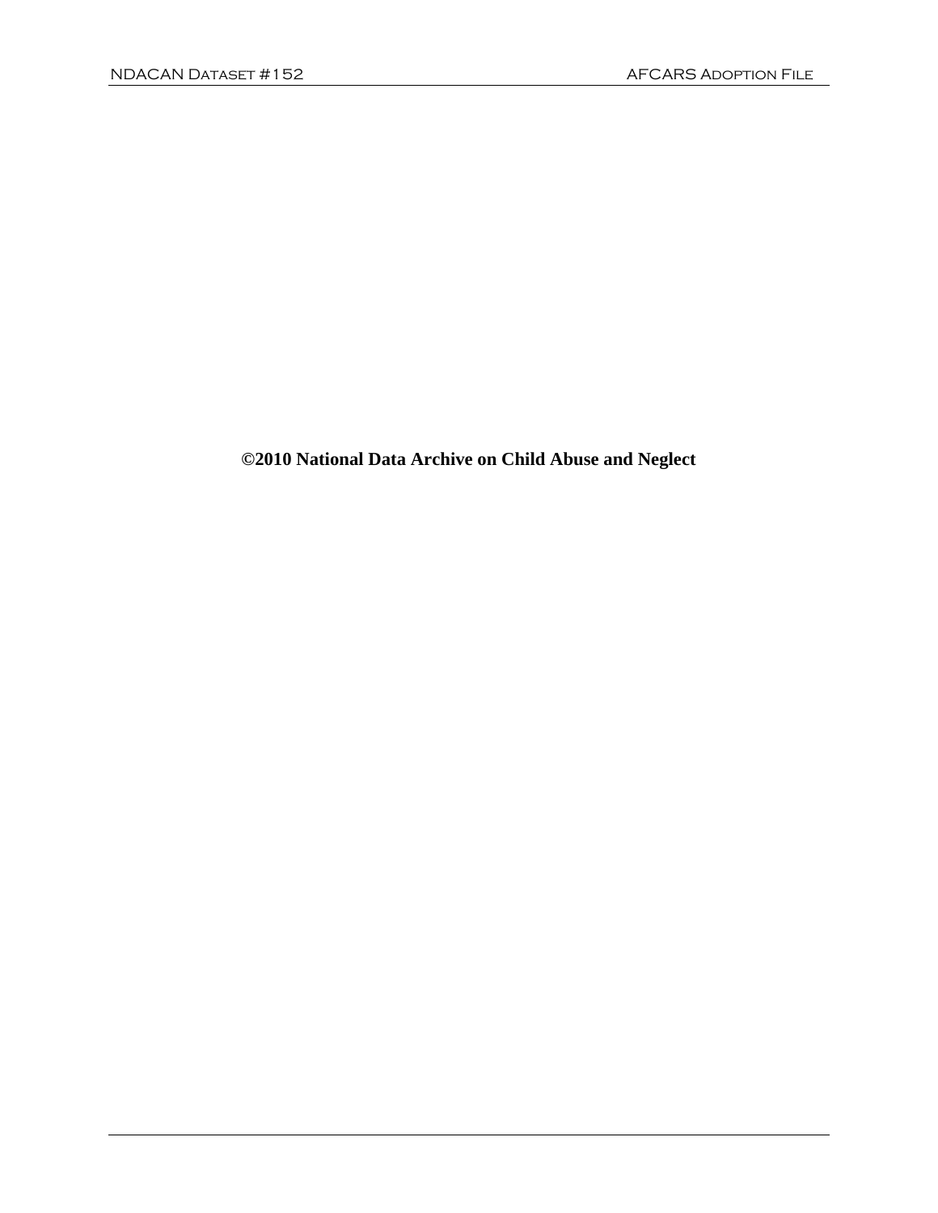**©2010 National Data Archive on Child Abuse and Neglect**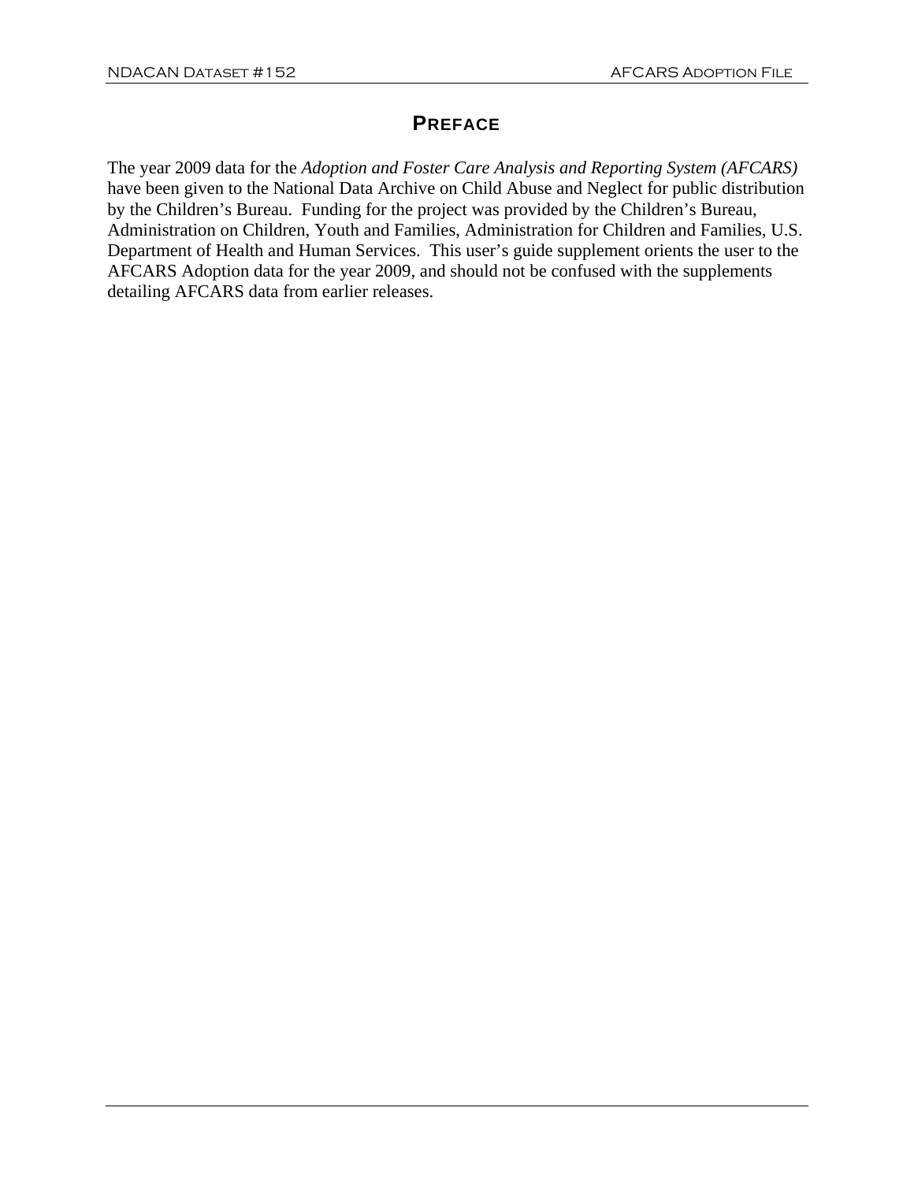# PREFACE

The year 2009 data for the *Adoption and Foster Care Analysis and Reporting System (AFCARS)* have been given to the National Data Archive on Child Abuse and Neglect for public distribution by the Children's Bureau. Funding for the project was provided by the Children's Bureau, Administration on Children, Youth and Families, Administration for Children and Families, U.S. Department of Health and Human Services. This user's guide supplement orients the user to the AFCARS Adoption data for the year 2009, and should not be confused with the supplements detailing AFCARS data from earlier releases.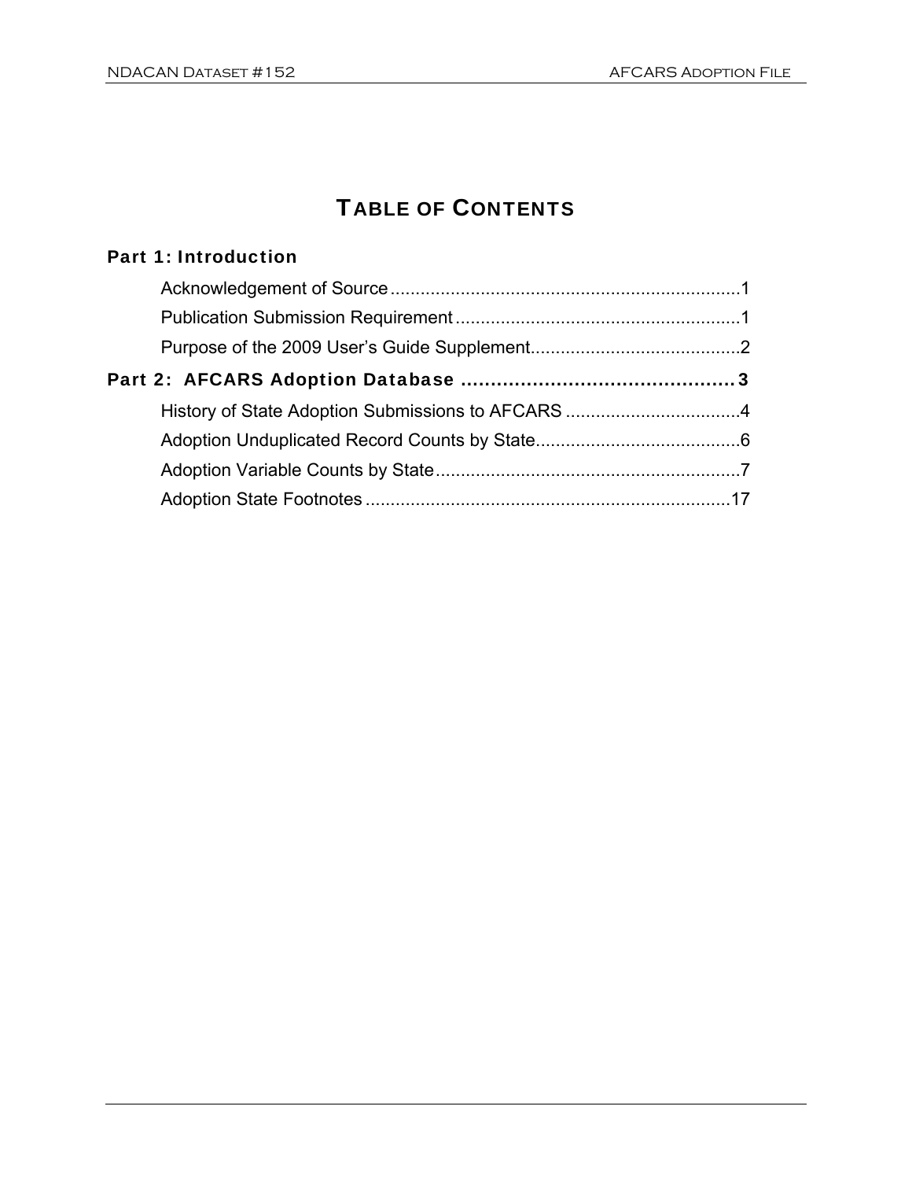# TABLE OF CONTENTS

**Part 1: Introduction**

- Acknowledgement of Source ....................................................................1
- Publication Submission Requirement .........................................................1
- Purpose of the 2009 User's Guide Supplement..........................................2

**Part 2: AFCARS Adoption Database ............................................3**

- History of State Adoption Submissions to AFCARS ...................................4
- Adoption Unduplicated Record Counts by State.........................................6
- Adoption Variable Counts by State.............................................................7
- Adoption State Footnotes .........................................................................17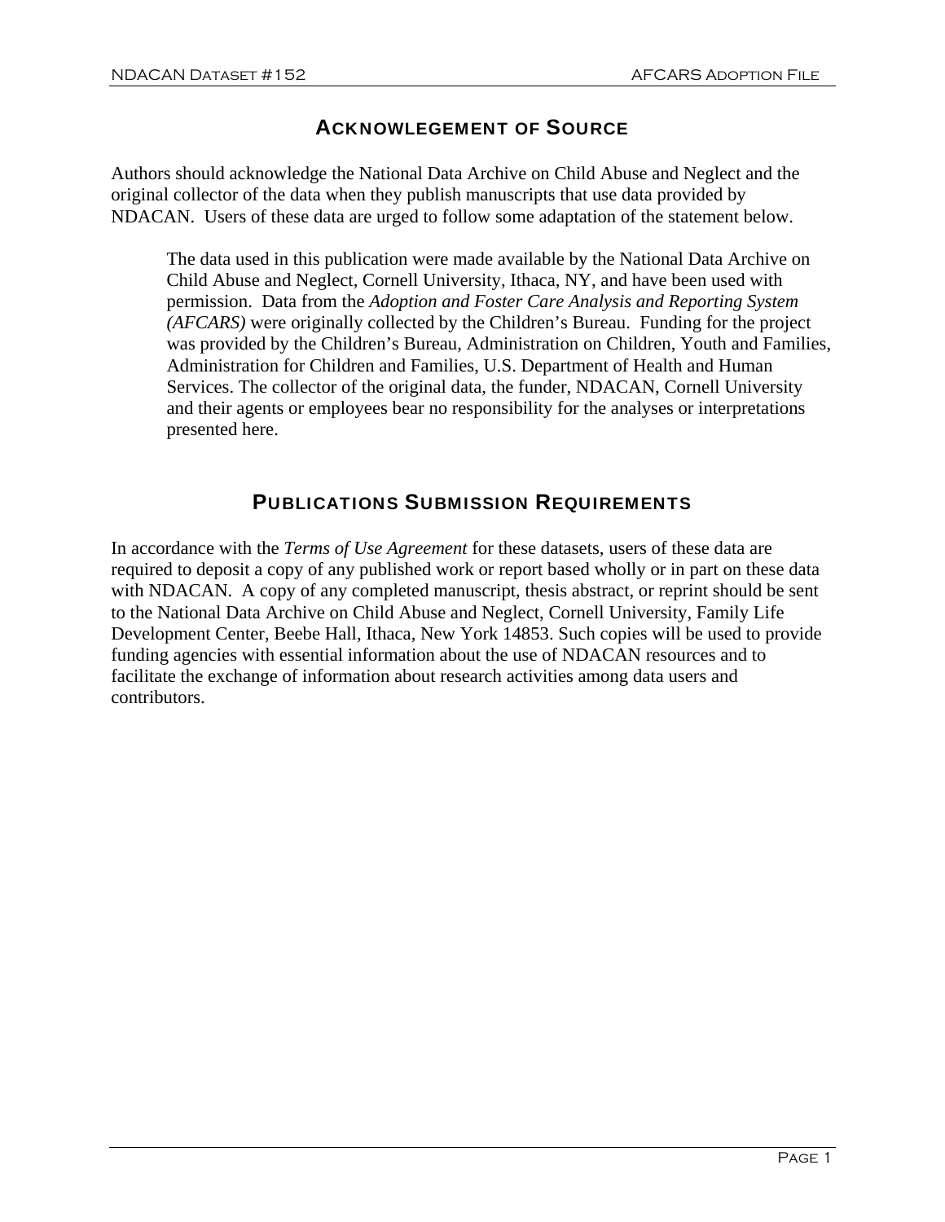## Acknowlegement of Source

Authors should acknowledge the National Data Archive on Child Abuse and Neglect and the original collector of the data when they publish manuscripts that use data provided by NDACAN. Users of these data are urged to follow some adaptation of the statement below.

> The data used in this publication were made available by the National Data Archive on Child Abuse and Neglect, Cornell University, Ithaca, NY, and have been used with permission. Data from the *Adoption and Foster Care Analysis and Reporting System (AFCARS)* were originally collected by the Children's Bureau. Funding for the project was provided by the Children's Bureau, Administration on Children, Youth and Families, Administration for Children and Families, U.S. Department of Health and Human Services. The collector of the original data, the funder, NDACAN, Cornell University and their agents or employees bear no responsibility for the analyses or interpretations presented here.

## Publications Submission Requirements

In accordance with the *Terms of Use Agreement* for these datasets, users of these data are required to deposit a copy of any published work or report based wholly or in part on these data with NDACAN. A copy of any completed manuscript, thesis abstract, or reprint should be sent to the National Data Archive on Child Abuse and Neglect, Cornell University, Family Life Development Center, Beebe Hall, Ithaca, New York 14853. Such copies will be used to provide funding agencies with essential information about the use of NDACAN resources and to facilitate the exchange of information about research activities among data users and contributors.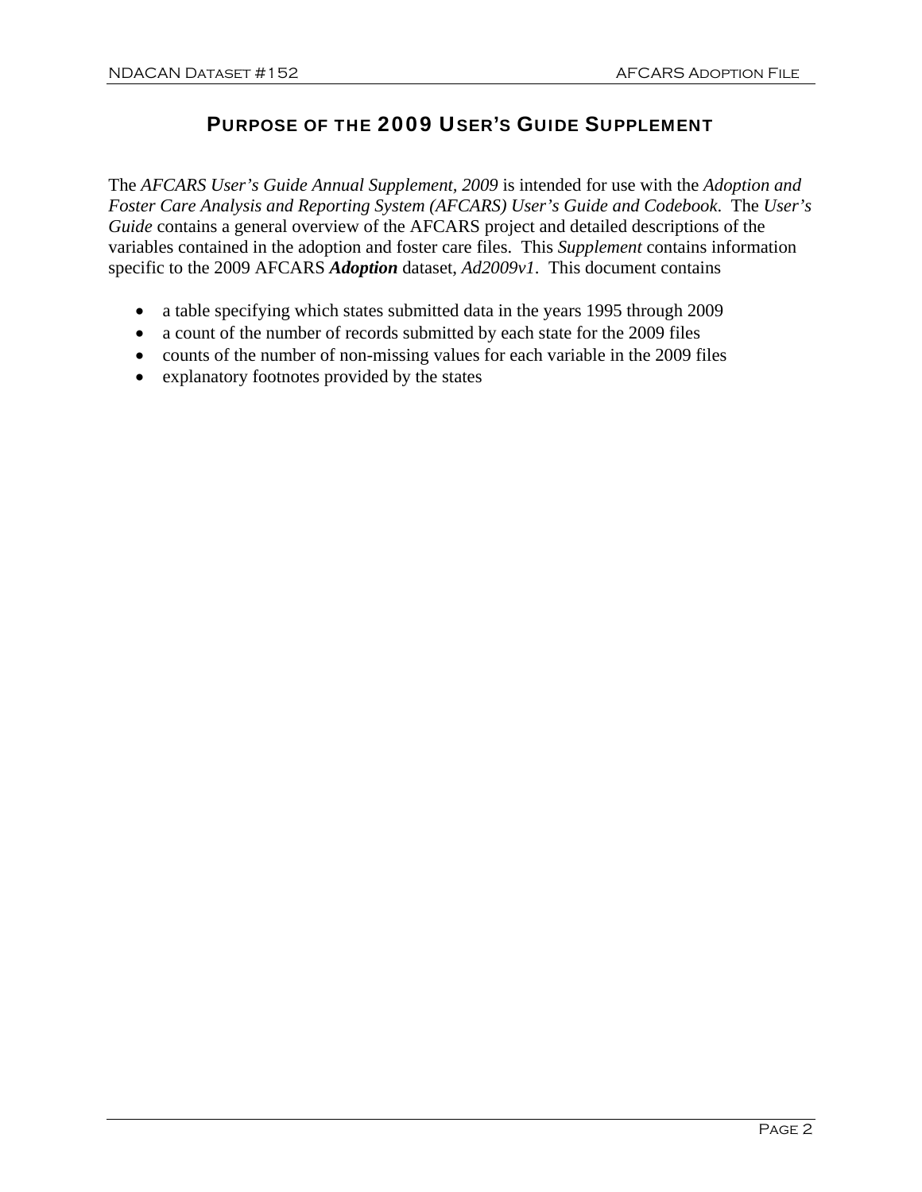# Purpose of the 2009 User's Guide Supplement

The *AFCARS User's Guide Annual Supplement, 2009* is intended for use with the *Adoption and Foster Care Analysis and Reporting System (AFCARS) User's Guide and Codebook*. The *User's Guide* contains a general overview of the AFCARS project and detailed descriptions of the variables contained in the adoption and foster care files. This *Supplement* contains information specific to the 2009 AFCARS ***Adoption*** dataset, *Ad2009v1*. This document contains

- a table specifying which states submitted data in the years 1995 through 2009
- a count of the number of records submitted by each state for the 2009 files
- counts of the number of non-missing values for each variable in the 2009 files
- explanatory footnotes provided by the states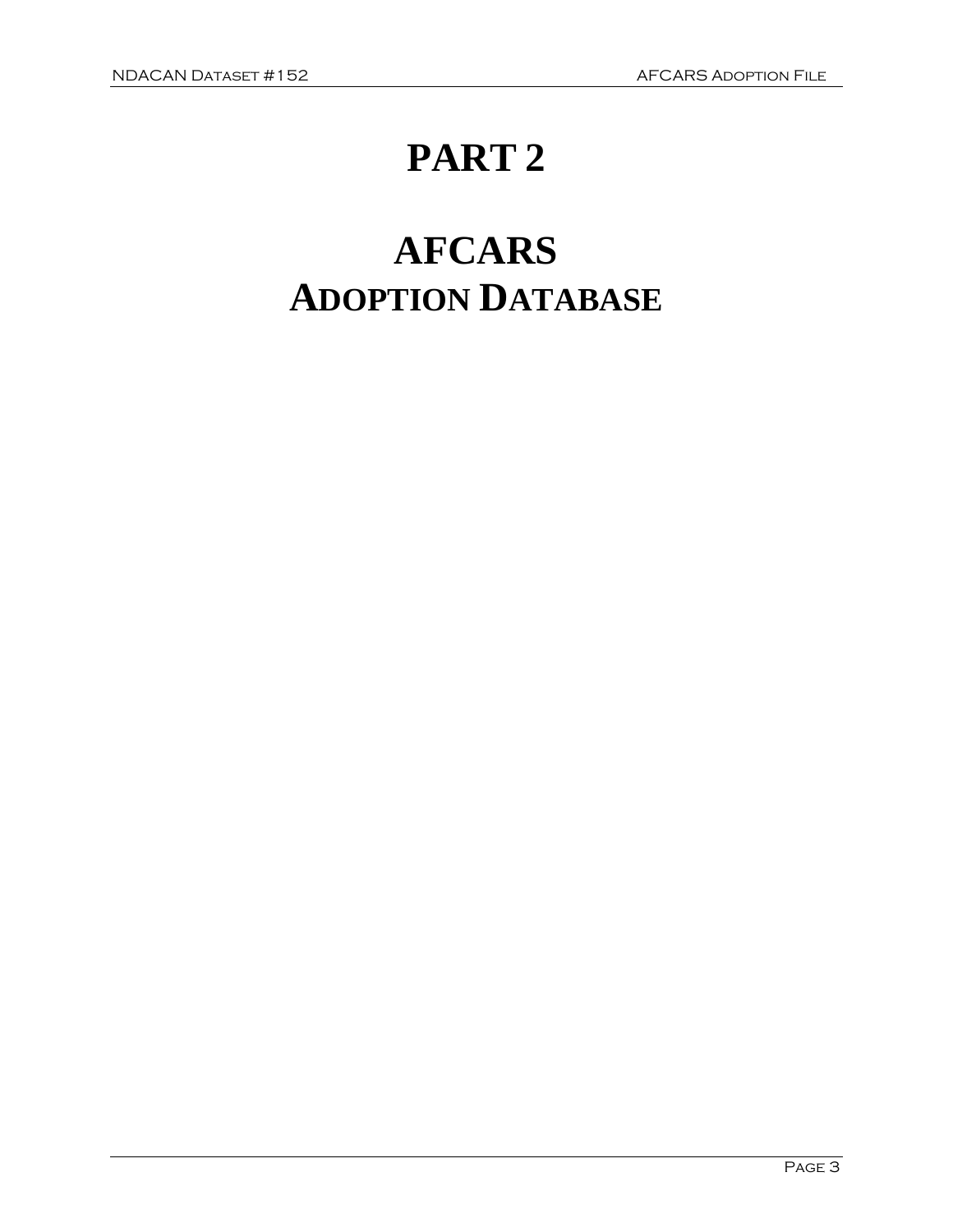# PART 2

# AFCARS
## ADOPTION DATABASE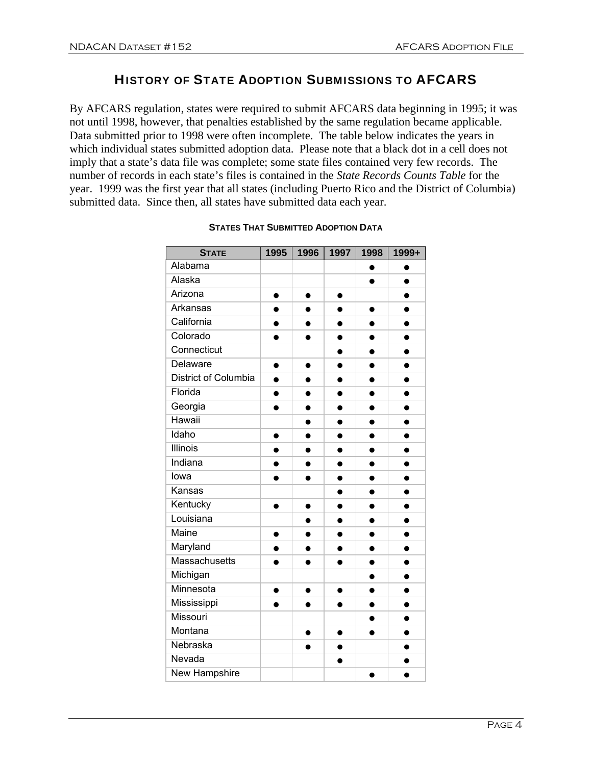# History of State Adoption Submissions to AFCARS

By AFCARS regulation, states were required to submit AFCARS data beginning in 1995; it was not until 1998, however, that penalties established by the same regulation became applicable. Data submitted prior to 1998 were often incomplete. The table below indicates the years in which individual states submitted adoption data. Please note that a black dot in a cell does not imply that a state's data file was complete; some state files contained very few records. The number of records in each state's files is contained in the *State Records Counts Table* for the year. 1999 was the first year that all states (including Puerto Rico and the District of Columbia) submitted data. Since then, all states have submitted data each year.

**States That Submitted Adoption Data**

| State | 1995 | 1996 | 1997 | 1998 | 1999+ |
|---|---|---|---|---|---|
| Alabama | | | | ● | ● |
| Alaska | | | | ● | ● |
| Arizona | ● | ● | ● | | ● |
| Arkansas | ● | ● | ● | ● | ● |
| California | ● | ● | ● | ● | ● |
| Colorado | ● | ● | ● | ● | ● |
| Connecticut | | | ● | ● | ● |
| Delaware | ● | ● | ● | ● | ● |
| District of Columbia | ● | ● | ● | ● | ● |
| Florida | ● | ● | ● | ● | ● |
| Georgia | ● | ● | ● | ● | ● |
| Hawaii | | ● | ● | ● | ● |
| Idaho | ● | ● | ● | ● | ● |
| Illinois | ● | ● | ● | ● | ● |
| Indiana | ● | ● | ● | ● | ● |
| Iowa | ● | ● | ● | ● | ● |
| Kansas | | | ● | ● | ● |
| Kentucky | ● | ● | ● | ● | ● |
| Louisiana | | ● | ● | ● | ● |
| Maine | ● | ● | ● | ● | ● |
| Maryland | ● | ● | ● | ● | ● |
| Massachusetts | ● | ● | ● | ● | ● |
| Michigan | | | | ● | ● |
| Minnesota | ● | ● | ● | ● | ● |
| Mississippi | ● | ● | ● | ● | ● |
| Missouri | | | | ● | ● |
| Montana | | ● | ● | ● | ● |
| Nebraska | | ● | ● | | ● |
| Nevada | | | ● | | ● |
| New Hampshire | | | | ● | ● |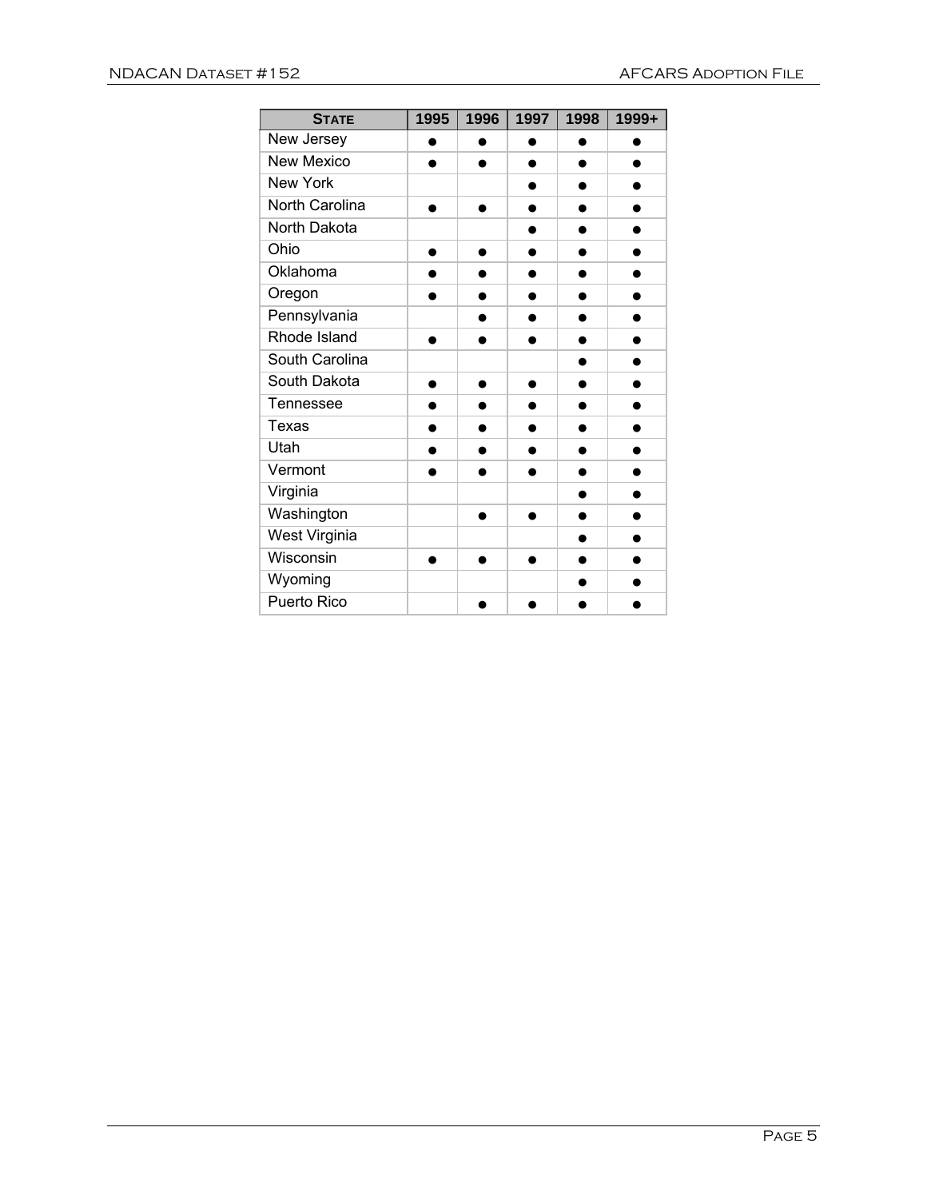| STATE | 1995 | 1996 | 1997 | 1998 | 1999+ |
|---|---|---|---|---|---|
| New Jersey | ● | ● | ● | ● | ● |
| New Mexico | ● | ● | ● | ● | ● |
| New York | | | ● | ● | ● |
| North Carolina | ● | ● | ● | ● | ● |
| North Dakota | | | ● | ● | ● |
| Ohio | ● | ● | ● | ● | ● |
| Oklahoma | ● | ● | ● | ● | ● |
| Oregon | ● | ● | ● | ● | ● |
| Pennsylvania | | ● | ● | ● | ● |
| Rhode Island | ● | ● | ● | ● | ● |
| South Carolina | | | | ● | ● |
| South Dakota | ● | ● | ● | ● | ● |
| Tennessee | ● | ● | ● | ● | ● |
| Texas | ● | ● | ● | ● | ● |
| Utah | ● | ● | ● | ● | ● |
| Vermont | ● | ● | ● | ● | ● |
| Virginia | | | | ● | ● |
| Washington | | ● | ● | ● | ● |
| West Virginia | | | | ● | ● |
| Wisconsin | ● | ● | ● | ● | ● |
| Wyoming | | | | ● | ● |
| Puerto Rico | | ● | ● | ● | ● |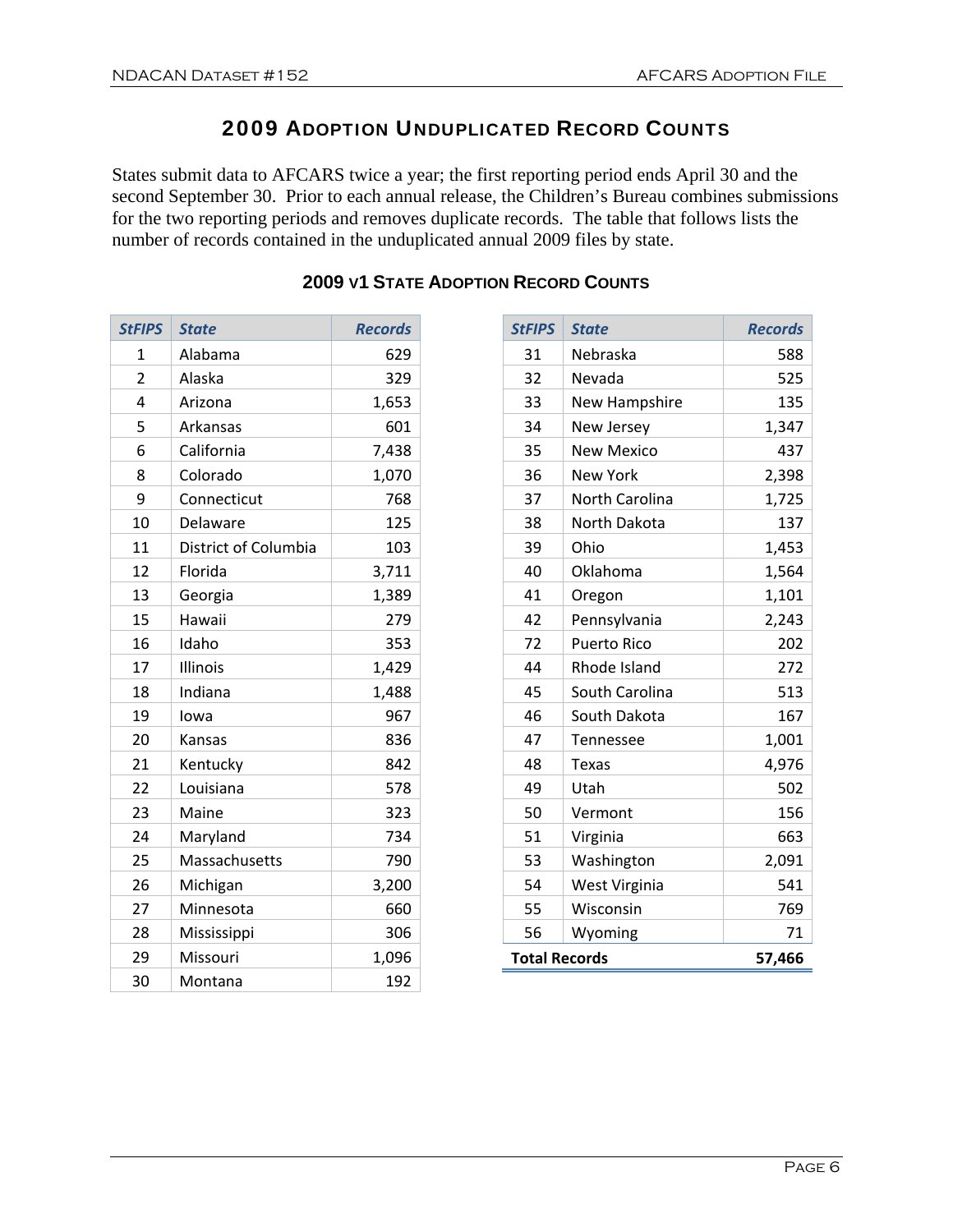# 2009 Adoption Unduplicated Record Counts

States submit data to AFCARS twice a year; the first reporting period ends April 30 and the second September 30. Prior to each annual release, the Children's Bureau combines submissions for the two reporting periods and removes duplicate records. The table that follows lists the number of records contained in the unduplicated annual 2009 files by state.

## 2009 v1 State Adoption Record Counts

| StFIPS | State | Records |
|---|---|---|
| 1 | Alabama | 629 |
| 2 | Alaska | 329 |
| 4 | Arizona | 1,653 |
| 5 | Arkansas | 601 |
| 6 | California | 7,438 |
| 8 | Colorado | 1,070 |
| 9 | Connecticut | 768 |
| 10 | Delaware | 125 |
| 11 | District of Columbia | 103 |
| 12 | Florida | 3,711 |
| 13 | Georgia | 1,389 |
| 15 | Hawaii | 279 |
| 16 | Idaho | 353 |
| 17 | Illinois | 1,429 |
| 18 | Indiana | 1,488 |
| 19 | Iowa | 967 |
| 20 | Kansas | 836 |
| 21 | Kentucky | 842 |
| 22 | Louisiana | 578 |
| 23 | Maine | 323 |
| 24 | Maryland | 734 |
| 25 | Massachusetts | 790 |
| 26 | Michigan | 3,200 |
| 27 | Minnesota | 660 |
| 28 | Mississippi | 306 |
| 29 | Missouri | 1,096 |
| 30 | Montana | 192 |
| 31 | Nebraska | 588 |
| 32 | Nevada | 525 |
| 33 | New Hampshire | 135 |
| 34 | New Jersey | 1,347 |
| 35 | New Mexico | 437 |
| 36 | New York | 2,398 |
| 37 | North Carolina | 1,725 |
| 38 | North Dakota | 137 |
| 39 | Ohio | 1,453 |
| 40 | Oklahoma | 1,564 |
| 41 | Oregon | 1,101 |
| 42 | Pennsylvania | 2,243 |
| 72 | Puerto Rico | 202 |
| 44 | Rhode Island | 272 |
| 45 | South Carolina | 513 |
| 46 | South Dakota | 167 |
| 47 | Tennessee | 1,001 |
| 48 | Texas | 4,976 |
| 49 | Utah | 502 |
| 50 | Vermont | 156 |
| 51 | Virginia | 663 |
| 53 | Washington | 2,091 |
| 54 | West Virginia | 541 |
| 55 | Wisconsin | 769 |
| 56 | Wyoming | 71 |
| **Total Records** | | **57,466** |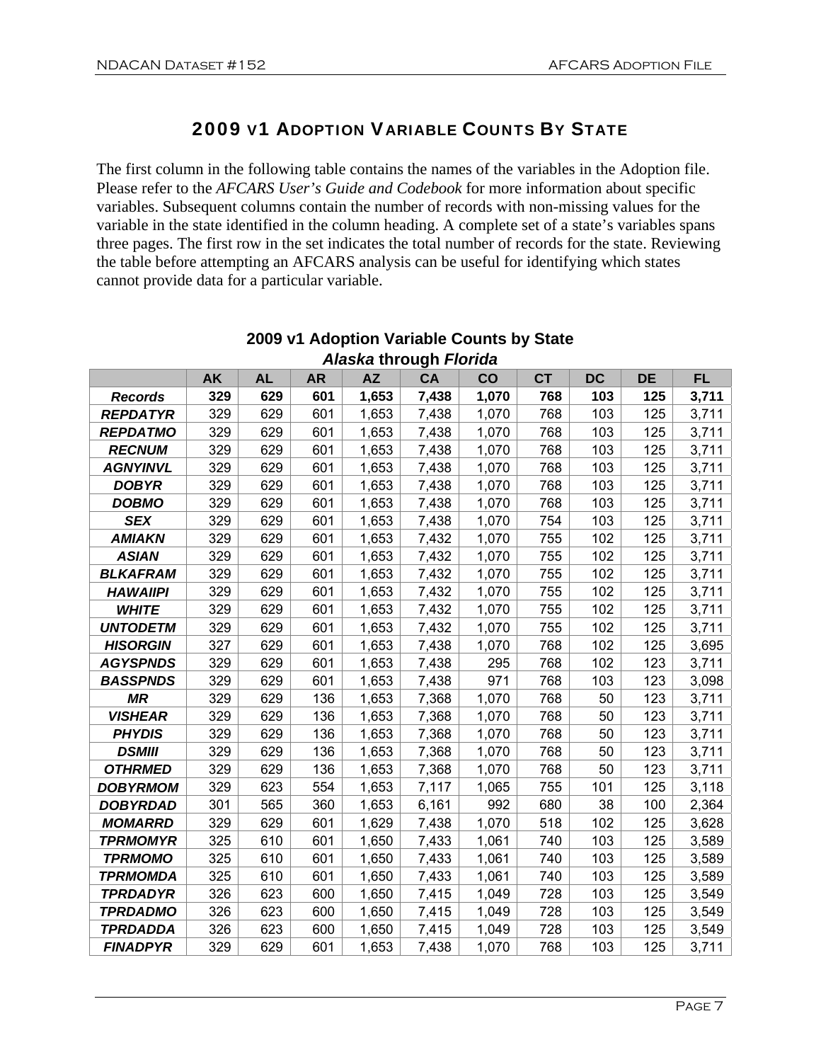## 2009 v1 Adoption Variable Counts By State

The first column in the following table contains the names of the variables in the Adoption file. Please refer to the *AFCARS User's Guide and Codebook* for more information about specific variables. Subsequent columns contain the number of records with non-missing values for the variable in the state identified in the column heading. A complete set of a state's variables spans three pages. The first row in the set indicates the total number of records for the state. Reviewing the table before attempting an AFCARS analysis can be useful for identifying which states cannot provide data for a particular variable.

**2009 v1 Adoption Variable Counts by State**
***Alaska* through *Florida***

| | AK | AL | AR | AZ | CA | CO | CT | DC | DE | FL |
|---|---|---|---|---|---|---|---|---|---|---|
| ***Records*** | **329** | **629** | **601** | **1,653** | **7,438** | **1,070** | **768** | **103** | **125** | **3,711** |
| ***REPDATYR*** | 329 | 629 | 601 | 1,653 | 7,438 | 1,070 | 768 | 103 | 125 | 3,711 |
| ***REPDATMO*** | 329 | 629 | 601 | 1,653 | 7,438 | 1,070 | 768 | 103 | 125 | 3,711 |
| ***RECNUM*** | 329 | 629 | 601 | 1,653 | 7,438 | 1,070 | 768 | 103 | 125 | 3,711 |
| ***AGNYINVL*** | 329 | 629 | 601 | 1,653 | 7,438 | 1,070 | 768 | 103 | 125 | 3,711 |
| ***DOBYR*** | 329 | 629 | 601 | 1,653 | 7,438 | 1,070 | 768 | 103 | 125 | 3,711 |
| ***DOBMO*** | 329 | 629 | 601 | 1,653 | 7,438 | 1,070 | 768 | 103 | 125 | 3,711 |
| ***SEX*** | 329 | 629 | 601 | 1,653 | 7,438 | 1,070 | 754 | 103 | 125 | 3,711 |
| ***AMIAKN*** | 329 | 629 | 601 | 1,653 | 7,432 | 1,070 | 755 | 102 | 125 | 3,711 |
| ***ASIAN*** | 329 | 629 | 601 | 1,653 | 7,432 | 1,070 | 755 | 102 | 125 | 3,711 |
| ***BLKAFRAM*** | 329 | 629 | 601 | 1,653 | 7,432 | 1,070 | 755 | 102 | 125 | 3,711 |
| ***HAWAIIPI*** | 329 | 629 | 601 | 1,653 | 7,432 | 1,070 | 755 | 102 | 125 | 3,711 |
| ***WHITE*** | 329 | 629 | 601 | 1,653 | 7,432 | 1,070 | 755 | 102 | 125 | 3,711 |
| ***UNTODETM*** | 329 | 629 | 601 | 1,653 | 7,432 | 1,070 | 755 | 102 | 125 | 3,711 |
| ***HISORGIN*** | 327 | 629 | 601 | 1,653 | 7,438 | 1,070 | 768 | 102 | 125 | 3,695 |
| ***AGYSPNDS*** | 329 | 629 | 601 | 1,653 | 7,438 | 295 | 768 | 102 | 123 | 3,711 |
| ***BASSPNDS*** | 329 | 629 | 601 | 1,653 | 7,438 | 971 | 768 | 103 | 123 | 3,098 |
| ***MR*** | 329 | 629 | 136 | 1,653 | 7,368 | 1,070 | 768 | 50 | 123 | 3,711 |
| ***VISHEAR*** | 329 | 629 | 136 | 1,653 | 7,368 | 1,070 | 768 | 50 | 123 | 3,711 |
| ***PHYDIS*** | 329 | 629 | 136 | 1,653 | 7,368 | 1,070 | 768 | 50 | 123 | 3,711 |
| ***DSMIII*** | 329 | 629 | 136 | 1,653 | 7,368 | 1,070 | 768 | 50 | 123 | 3,711 |
| ***OTHRMED*** | 329 | 629 | 136 | 1,653 | 7,368 | 1,070 | 768 | 50 | 123 | 3,711 |
| ***DOBYRMOM*** | 329 | 623 | 554 | 1,653 | 7,117 | 1,065 | 755 | 101 | 125 | 3,118 |
| ***DOBYRDAD*** | 301 | 565 | 360 | 1,653 | 6,161 | 992 | 680 | 38 | 100 | 2,364 |
| ***MOMARRD*** | 329 | 629 | 601 | 1,629 | 7,438 | 1,070 | 518 | 102 | 125 | 3,628 |
| ***TPRMOMYR*** | 325 | 610 | 601 | 1,650 | 7,433 | 1,061 | 740 | 103 | 125 | 3,589 |
| ***TPRMOMO*** | 325 | 610 | 601 | 1,650 | 7,433 | 1,061 | 740 | 103 | 125 | 3,589 |
| ***TPRMOMDA*** | 325 | 610 | 601 | 1,650 | 7,433 | 1,061 | 740 | 103 | 125 | 3,589 |
| ***TPRDADYR*** | 326 | 623 | 600 | 1,650 | 7,415 | 1,049 | 728 | 103 | 125 | 3,549 |
| ***TPRDADMO*** | 326 | 623 | 600 | 1,650 | 7,415 | 1,049 | 728 | 103 | 125 | 3,549 |
| ***TPRDADDA*** | 326 | 623 | 600 | 1,650 | 7,415 | 1,049 | 728 | 103 | 125 | 3,549 |
| ***FINADPYR*** | 329 | 629 | 601 | 1,653 | 7,438 | 1,070 | 768 | 103 | 125 | 3,711 |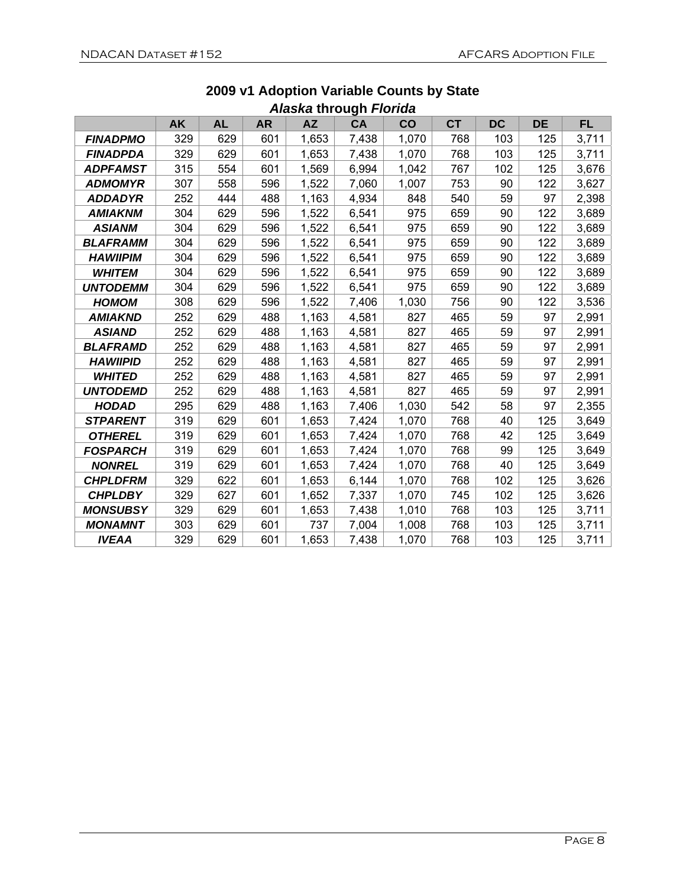## 2009 v1 Adoption Variable Counts by State

### *Alaska* through *Florida*

| | AK | AL | AR | AZ | CA | CO | CT | DC | DE | FL |
|---|---|---|---|---|---|---|---|---|---|---|
| ***FINADPMO*** | 329 | 629 | 601 | 1,653 | 7,438 | 1,070 | 768 | 103 | 125 | 3,711 |
| ***FINADPDA*** | 329 | 629 | 601 | 1,653 | 7,438 | 1,070 | 768 | 103 | 125 | 3,711 |
| ***ADPFAMST*** | 315 | 554 | 601 | 1,569 | 6,994 | 1,042 | 767 | 102 | 125 | 3,676 |
| ***ADMOMYR*** | 307 | 558 | 596 | 1,522 | 7,060 | 1,007 | 753 | 90 | 122 | 3,627 |
| ***ADDADYR*** | 252 | 444 | 488 | 1,163 | 4,934 | 848 | 540 | 59 | 97 | 2,398 |
| ***AMIAKNM*** | 304 | 629 | 596 | 1,522 | 6,541 | 975 | 659 | 90 | 122 | 3,689 |
| ***ASIANM*** | 304 | 629 | 596 | 1,522 | 6,541 | 975 | 659 | 90 | 122 | 3,689 |
| ***BLAFRAMM*** | 304 | 629 | 596 | 1,522 | 6,541 | 975 | 659 | 90 | 122 | 3,689 |
| ***HAWIIPIM*** | 304 | 629 | 596 | 1,522 | 6,541 | 975 | 659 | 90 | 122 | 3,689 |
| ***WHITEM*** | 304 | 629 | 596 | 1,522 | 6,541 | 975 | 659 | 90 | 122 | 3,689 |
| ***UNTODEMM*** | 304 | 629 | 596 | 1,522 | 6,541 | 975 | 659 | 90 | 122 | 3,689 |
| ***HOMOM*** | 308 | 629 | 596 | 1,522 | 7,406 | 1,030 | 756 | 90 | 122 | 3,536 |
| ***AMIAKND*** | 252 | 629 | 488 | 1,163 | 4,581 | 827 | 465 | 59 | 97 | 2,991 |
| ***ASIAND*** | 252 | 629 | 488 | 1,163 | 4,581 | 827 | 465 | 59 | 97 | 2,991 |
| ***BLAFRAMD*** | 252 | 629 | 488 | 1,163 | 4,581 | 827 | 465 | 59 | 97 | 2,991 |
| ***HAWIIPID*** | 252 | 629 | 488 | 1,163 | 4,581 | 827 | 465 | 59 | 97 | 2,991 |
| ***WHITED*** | 252 | 629 | 488 | 1,163 | 4,581 | 827 | 465 | 59 | 97 | 2,991 |
| ***UNTODEMD*** | 252 | 629 | 488 | 1,163 | 4,581 | 827 | 465 | 59 | 97 | 2,991 |
| ***HODAD*** | 295 | 629 | 488 | 1,163 | 7,406 | 1,030 | 542 | 58 | 97 | 2,355 |
| ***STPARENT*** | 319 | 629 | 601 | 1,653 | 7,424 | 1,070 | 768 | 40 | 125 | 3,649 |
| ***OTHEREL*** | 319 | 629 | 601 | 1,653 | 7,424 | 1,070 | 768 | 42 | 125 | 3,649 |
| ***FOSPARCH*** | 319 | 629 | 601 | 1,653 | 7,424 | 1,070 | 768 | 99 | 125 | 3,649 |
| ***NONREL*** | 319 | 629 | 601 | 1,653 | 7,424 | 1,070 | 768 | 40 | 125 | 3,649 |
| ***CHPLDFRM*** | 329 | 622 | 601 | 1,653 | 6,144 | 1,070 | 768 | 102 | 125 | 3,626 |
| ***CHPLDBY*** | 329 | 627 | 601 | 1,652 | 7,337 | 1,070 | 745 | 102 | 125 | 3,626 |
| ***MONSUBSY*** | 329 | 629 | 601 | 1,653 | 7,438 | 1,010 | 768 | 103 | 125 | 3,711 |
| ***MONAMNT*** | 303 | 629 | 601 | 737 | 7,004 | 1,008 | 768 | 103 | 125 | 3,711 |
| ***IVEAA*** | 329 | 629 | 601 | 1,653 | 7,438 | 1,070 | 768 | 103 | 125 | 3,711 |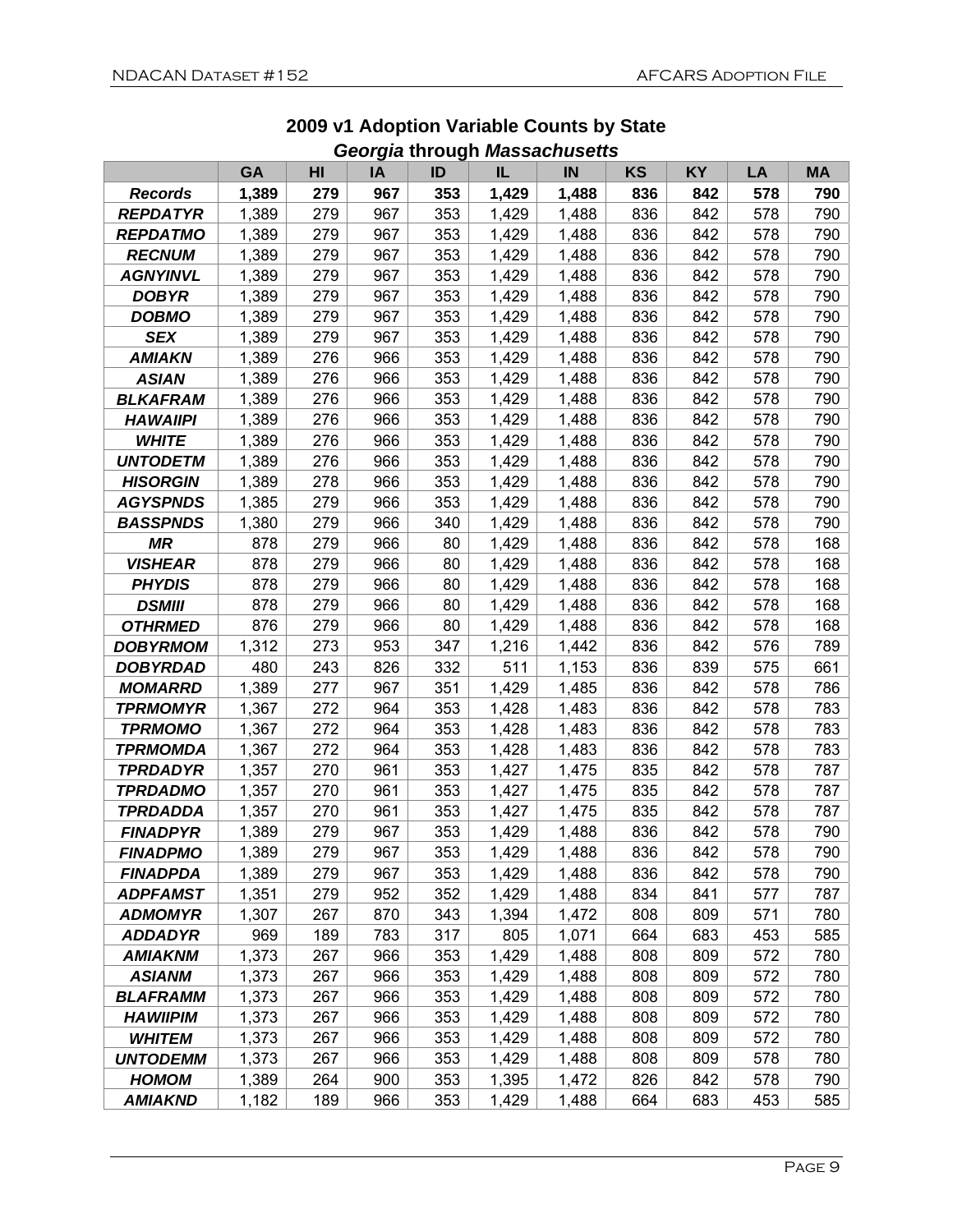## 2009 v1 Adoption Variable Counts by State

### *Georgia* through *Massachusetts*

| | GA | HI | IA | ID | IL | IN | KS | KY | LA | MA |
|---|---|---|---|---|---|---|---|---|---|---|
| ***Records*** | **1,389** | **279** | **967** | **353** | **1,429** | **1,488** | **836** | **842** | **578** | **790** |
| ***REPDATYR*** | 1,389 | 279 | 967 | 353 | 1,429 | 1,488 | 836 | 842 | 578 | 790 |
| ***REPDATMO*** | 1,389 | 279 | 967 | 353 | 1,429 | 1,488 | 836 | 842 | 578 | 790 |
| ***RECNUM*** | 1,389 | 279 | 967 | 353 | 1,429 | 1,488 | 836 | 842 | 578 | 790 |
| ***AGNYINVL*** | 1,389 | 279 | 967 | 353 | 1,429 | 1,488 | 836 | 842 | 578 | 790 |
| ***DOBYR*** | 1,389 | 279 | 967 | 353 | 1,429 | 1,488 | 836 | 842 | 578 | 790 |
| ***DOBMO*** | 1,389 | 279 | 967 | 353 | 1,429 | 1,488 | 836 | 842 | 578 | 790 |
| ***SEX*** | 1,389 | 279 | 967 | 353 | 1,429 | 1,488 | 836 | 842 | 578 | 790 |
| ***AMIAKN*** | 1,389 | 276 | 966 | 353 | 1,429 | 1,488 | 836 | 842 | 578 | 790 |
| ***ASIAN*** | 1,389 | 276 | 966 | 353 | 1,429 | 1,488 | 836 | 842 | 578 | 790 |
| ***BLKAFRAM*** | 1,389 | 276 | 966 | 353 | 1,429 | 1,488 | 836 | 842 | 578 | 790 |
| ***HAWAIIPI*** | 1,389 | 276 | 966 | 353 | 1,429 | 1,488 | 836 | 842 | 578 | 790 |
| ***WHITE*** | 1,389 | 276 | 966 | 353 | 1,429 | 1,488 | 836 | 842 | 578 | 790 |
| ***UNTODETM*** | 1,389 | 276 | 966 | 353 | 1,429 | 1,488 | 836 | 842 | 578 | 790 |
| ***HISORGIN*** | 1,389 | 278 | 966 | 353 | 1,429 | 1,488 | 836 | 842 | 578 | 790 |
| ***AGYSPNDS*** | 1,385 | 279 | 966 | 353 | 1,429 | 1,488 | 836 | 842 | 578 | 790 |
| ***BASSPNDS*** | 1,380 | 279 | 966 | 340 | 1,429 | 1,488 | 836 | 842 | 578 | 790 |
| ***MR*** | 878 | 279 | 966 | 80 | 1,429 | 1,488 | 836 | 842 | 578 | 168 |
| ***VISHEAR*** | 878 | 279 | 966 | 80 | 1,429 | 1,488 | 836 | 842 | 578 | 168 |
| ***PHYDIS*** | 878 | 279 | 966 | 80 | 1,429 | 1,488 | 836 | 842 | 578 | 168 |
| ***DSMIII*** | 878 | 279 | 966 | 80 | 1,429 | 1,488 | 836 | 842 | 578 | 168 |
| ***OTHRMED*** | 876 | 279 | 966 | 80 | 1,429 | 1,488 | 836 | 842 | 578 | 168 |
| ***DOBYRMOM*** | 1,312 | 273 | 953 | 347 | 1,216 | 1,442 | 836 | 842 | 576 | 789 |
| ***DOBYRDAD*** | 480 | 243 | 826 | 332 | 511 | 1,153 | 836 | 839 | 575 | 661 |
| ***MOMARRD*** | 1,389 | 277 | 967 | 351 | 1,429 | 1,485 | 836 | 842 | 578 | 786 |
| ***TPRMOMYR*** | 1,367 | 272 | 964 | 353 | 1,428 | 1,483 | 836 | 842 | 578 | 783 |
| ***TPRMOMO*** | 1,367 | 272 | 964 | 353 | 1,428 | 1,483 | 836 | 842 | 578 | 783 |
| ***TPRMOMDA*** | 1,367 | 272 | 964 | 353 | 1,428 | 1,483 | 836 | 842 | 578 | 783 |
| ***TPRDADYR*** | 1,357 | 270 | 961 | 353 | 1,427 | 1,475 | 835 | 842 | 578 | 787 |
| ***TPRDADMO*** | 1,357 | 270 | 961 | 353 | 1,427 | 1,475 | 835 | 842 | 578 | 787 |
| ***TPRDADDA*** | 1,357 | 270 | 961 | 353 | 1,427 | 1,475 | 835 | 842 | 578 | 787 |
| ***FINADPYR*** | 1,389 | 279 | 967 | 353 | 1,429 | 1,488 | 836 | 842 | 578 | 790 |
| ***FINADPMO*** | 1,389 | 279 | 967 | 353 | 1,429 | 1,488 | 836 | 842 | 578 | 790 |
| ***FINADPDA*** | 1,389 | 279 | 967 | 353 | 1,429 | 1,488 | 836 | 842 | 578 | 790 |
| ***ADPFAMST*** | 1,351 | 279 | 952 | 352 | 1,429 | 1,488 | 834 | 841 | 577 | 787 |
| ***ADMOMYR*** | 1,307 | 267 | 870 | 343 | 1,394 | 1,472 | 808 | 809 | 571 | 780 |
| ***ADDADYR*** | 969 | 189 | 783 | 317 | 805 | 1,071 | 664 | 683 | 453 | 585 |
| ***AMIAKNM*** | 1,373 | 267 | 966 | 353 | 1,429 | 1,488 | 808 | 809 | 572 | 780 |
| ***ASIANM*** | 1,373 | 267 | 966 | 353 | 1,429 | 1,488 | 808 | 809 | 572 | 780 |
| ***BLAFRAMM*** | 1,373 | 267 | 966 | 353 | 1,429 | 1,488 | 808 | 809 | 572 | 780 |
| ***HAWIIPIM*** | 1,373 | 267 | 966 | 353 | 1,429 | 1,488 | 808 | 809 | 572 | 780 |
| ***WHITEM*** | 1,373 | 267 | 966 | 353 | 1,429 | 1,488 | 808 | 809 | 572 | 780 |
| ***UNTODEMM*** | 1,373 | 267 | 966 | 353 | 1,429 | 1,488 | 808 | 809 | 578 | 780 |
| ***HOMOM*** | 1,389 | 264 | 900 | 353 | 1,395 | 1,472 | 826 | 842 | 578 | 790 |
| ***AMIAKND*** | 1,182 | 189 | 966 | 353 | 1,429 | 1,488 | 664 | 683 | 453 | 585 |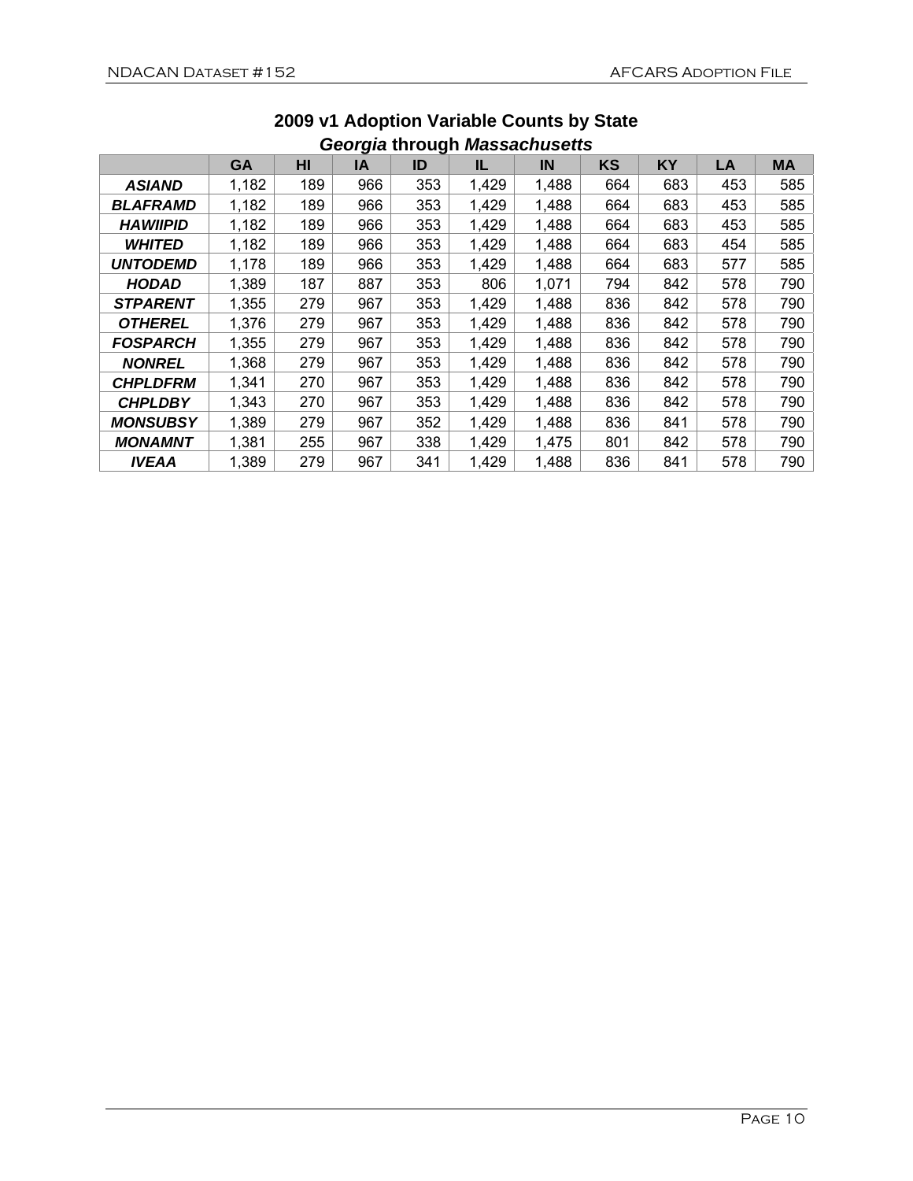## 2009 v1 Adoption Variable Counts by State

### *Georgia* through *Massachusetts*

| | GA | HI | IA | ID | IL | IN | KS | KY | LA | MA |
|---|---|---|---|---|---|---|---|---|---|---|
| ***ASIAND*** | 1,182 | 189 | 966 | 353 | 1,429 | 1,488 | 664 | 683 | 453 | 585 |
| ***BLAFRAMD*** | 1,182 | 189 | 966 | 353 | 1,429 | 1,488 | 664 | 683 | 453 | 585 |
| ***HAWIIPID*** | 1,182 | 189 | 966 | 353 | 1,429 | 1,488 | 664 | 683 | 453 | 585 |
| ***WHITED*** | 1,182 | 189 | 966 | 353 | 1,429 | 1,488 | 664 | 683 | 454 | 585 |
| ***UNTODEMD*** | 1,178 | 189 | 966 | 353 | 1,429 | 1,488 | 664 | 683 | 577 | 585 |
| ***HODAD*** | 1,389 | 187 | 887 | 353 | 806 | 1,071 | 794 | 842 | 578 | 790 |
| ***STPARENT*** | 1,355 | 279 | 967 | 353 | 1,429 | 1,488 | 836 | 842 | 578 | 790 |
| ***OTHEREL*** | 1,376 | 279 | 967 | 353 | 1,429 | 1,488 | 836 | 842 | 578 | 790 |
| ***FOSPARCH*** | 1,355 | 279 | 967 | 353 | 1,429 | 1,488 | 836 | 842 | 578 | 790 |
| ***NONREL*** | 1,368 | 279 | 967 | 353 | 1,429 | 1,488 | 836 | 842 | 578 | 790 |
| ***CHPLDFRM*** | 1,341 | 270 | 967 | 353 | 1,429 | 1,488 | 836 | 842 | 578 | 790 |
| ***CHPLDBY*** | 1,343 | 270 | 967 | 353 | 1,429 | 1,488 | 836 | 842 | 578 | 790 |
| ***MONSUBSY*** | 1,389 | 279 | 967 | 352 | 1,429 | 1,488 | 836 | 841 | 578 | 790 |
| ***MONAMNT*** | 1,381 | 255 | 967 | 338 | 1,429 | 1,475 | 801 | 842 | 578 | 790 |
| ***IVEAA*** | 1,389 | 279 | 967 | 341 | 1,429 | 1,488 | 836 | 841 | 578 | 790 |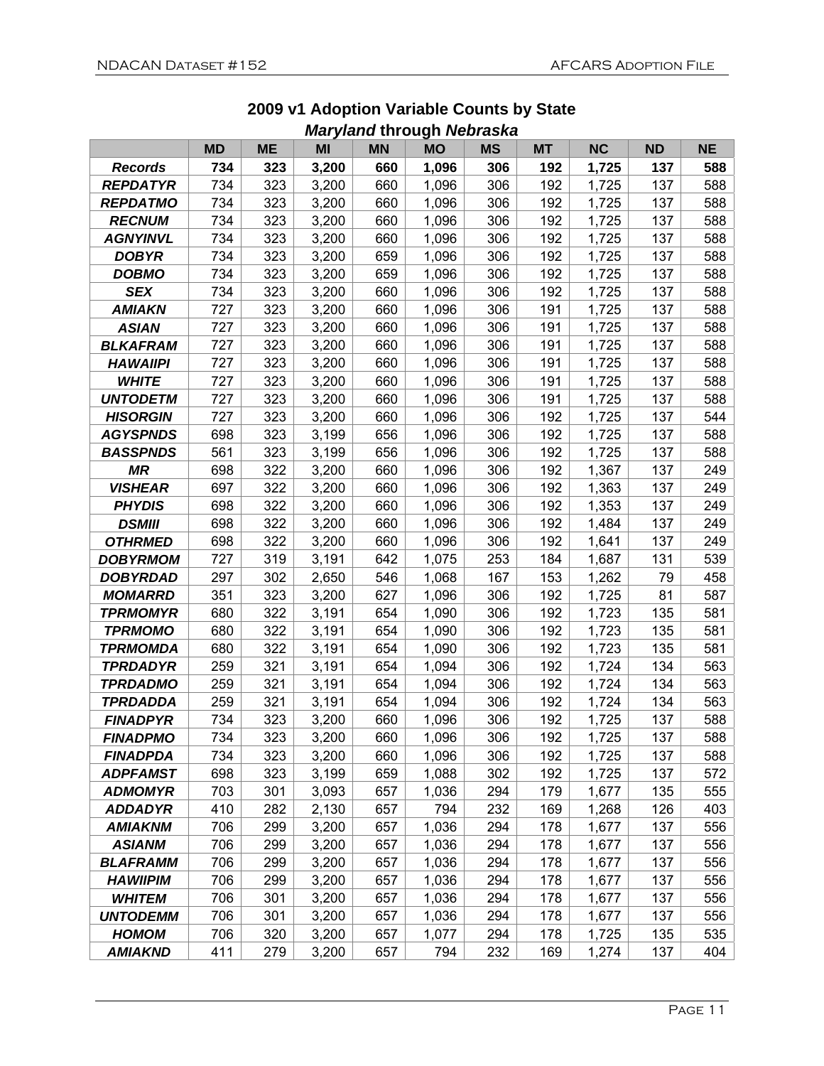## 2009 v1 Adoption Variable Counts by State

### *Maryland* through *Nebraska*

| | MD | ME | MI | MN | MO | MS | MT | NC | ND | NE |
|---|---|---|---|---|---|---|---|---|---|---|
| ***Records*** | **734** | **323** | **3,200** | **660** | **1,096** | **306** | **192** | **1,725** | **137** | **588** |
| ***REPDATYR*** | 734 | 323 | 3,200 | 660 | 1,096 | 306 | 192 | 1,725 | 137 | 588 |
| ***REPDATMO*** | 734 | 323 | 3,200 | 660 | 1,096 | 306 | 192 | 1,725 | 137 | 588 |
| ***RECNUM*** | 734 | 323 | 3,200 | 660 | 1,096 | 306 | 192 | 1,725 | 137 | 588 |
| ***AGNYINVL*** | 734 | 323 | 3,200 | 660 | 1,096 | 306 | 192 | 1,725 | 137 | 588 |
| ***DOBYR*** | 734 | 323 | 3,200 | 659 | 1,096 | 306 | 192 | 1,725 | 137 | 588 |
| ***DOBMO*** | 734 | 323 | 3,200 | 659 | 1,096 | 306 | 192 | 1,725 | 137 | 588 |
| ***SEX*** | 734 | 323 | 3,200 | 660 | 1,096 | 306 | 192 | 1,725 | 137 | 588 |
| ***AMIAKN*** | 727 | 323 | 3,200 | 660 | 1,096 | 306 | 191 | 1,725 | 137 | 588 |
| ***ASIAN*** | 727 | 323 | 3,200 | 660 | 1,096 | 306 | 191 | 1,725 | 137 | 588 |
| ***BLKAFRAM*** | 727 | 323 | 3,200 | 660 | 1,096 | 306 | 191 | 1,725 | 137 | 588 |
| ***HAWAIIPI*** | 727 | 323 | 3,200 | 660 | 1,096 | 306 | 191 | 1,725 | 137 | 588 |
| ***WHITE*** | 727 | 323 | 3,200 | 660 | 1,096 | 306 | 191 | 1,725 | 137 | 588 |
| ***UNTODETM*** | 727 | 323 | 3,200 | 660 | 1,096 | 306 | 191 | 1,725 | 137 | 588 |
| ***HISORGIN*** | 727 | 323 | 3,200 | 660 | 1,096 | 306 | 192 | 1,725 | 137 | 544 |
| ***AGYSPNDS*** | 698 | 323 | 3,199 | 656 | 1,096 | 306 | 192 | 1,725 | 137 | 588 |
| ***BASSPNDS*** | 561 | 323 | 3,199 | 656 | 1,096 | 306 | 192 | 1,725 | 137 | 588 |
| ***MR*** | 698 | 322 | 3,200 | 660 | 1,096 | 306 | 192 | 1,367 | 137 | 249 |
| ***VISHEAR*** | 697 | 322 | 3,200 | 660 | 1,096 | 306 | 192 | 1,363 | 137 | 249 |
| ***PHYDIS*** | 698 | 322 | 3,200 | 660 | 1,096 | 306 | 192 | 1,353 | 137 | 249 |
| ***DSMIII*** | 698 | 322 | 3,200 | 660 | 1,096 | 306 | 192 | 1,484 | 137 | 249 |
| ***OTHRMED*** | 698 | 322 | 3,200 | 660 | 1,096 | 306 | 192 | 1,641 | 137 | 249 |
| ***DOBYRMOM*** | 727 | 319 | 3,191 | 642 | 1,075 | 253 | 184 | 1,687 | 131 | 539 |
| ***DOBYRDAD*** | 297 | 302 | 2,650 | 546 | 1,068 | 167 | 153 | 1,262 | 79 | 458 |
| ***MOMARRD*** | 351 | 323 | 3,200 | 627 | 1,096 | 306 | 192 | 1,725 | 81 | 587 |
| ***TPRMOMYR*** | 680 | 322 | 3,191 | 654 | 1,090 | 306 | 192 | 1,723 | 135 | 581 |
| ***TPRMOMO*** | 680 | 322 | 3,191 | 654 | 1,090 | 306 | 192 | 1,723 | 135 | 581 |
| ***TPRMOMDA*** | 680 | 322 | 3,191 | 654 | 1,090 | 306 | 192 | 1,723 | 135 | 581 |
| ***TPRDADYR*** | 259 | 321 | 3,191 | 654 | 1,094 | 306 | 192 | 1,724 | 134 | 563 |
| ***TPRDADMO*** | 259 | 321 | 3,191 | 654 | 1,094 | 306 | 192 | 1,724 | 134 | 563 |
| ***TPRDADDA*** | 259 | 321 | 3,191 | 654 | 1,094 | 306 | 192 | 1,724 | 134 | 563 |
| ***FINADPYR*** | 734 | 323 | 3,200 | 660 | 1,096 | 306 | 192 | 1,725 | 137 | 588 |
| ***FINADPMO*** | 734 | 323 | 3,200 | 660 | 1,096 | 306 | 192 | 1,725 | 137 | 588 |
| ***FINADPDA*** | 734 | 323 | 3,200 | 660 | 1,096 | 306 | 192 | 1,725 | 137 | 588 |
| ***ADPFAMST*** | 698 | 323 | 3,199 | 659 | 1,088 | 302 | 192 | 1,725 | 137 | 572 |
| ***ADMOMYR*** | 703 | 301 | 3,093 | 657 | 1,036 | 294 | 179 | 1,677 | 135 | 555 |
| ***ADDADYR*** | 410 | 282 | 2,130 | 657 | 794 | 232 | 169 | 1,268 | 126 | 403 |
| ***AMIAKNM*** | 706 | 299 | 3,200 | 657 | 1,036 | 294 | 178 | 1,677 | 137 | 556 |
| ***ASIANM*** | 706 | 299 | 3,200 | 657 | 1,036 | 294 | 178 | 1,677 | 137 | 556 |
| ***BLAFRAMM*** | 706 | 299 | 3,200 | 657 | 1,036 | 294 | 178 | 1,677 | 137 | 556 |
| ***HAWIIPIM*** | 706 | 299 | 3,200 | 657 | 1,036 | 294 | 178 | 1,677 | 137 | 556 |
| ***WHITEM*** | 706 | 301 | 3,200 | 657 | 1,036 | 294 | 178 | 1,677 | 137 | 556 |
| ***UNTODEMM*** | 706 | 301 | 3,200 | 657 | 1,036 | 294 | 178 | 1,677 | 137 | 556 |
| ***HOMOM*** | 706 | 320 | 3,200 | 657 | 1,077 | 294 | 178 | 1,725 | 135 | 535 |
| ***AMIAKND*** | 411 | 279 | 3,200 | 657 | 794 | 232 | 169 | 1,274 | 137 | 404 |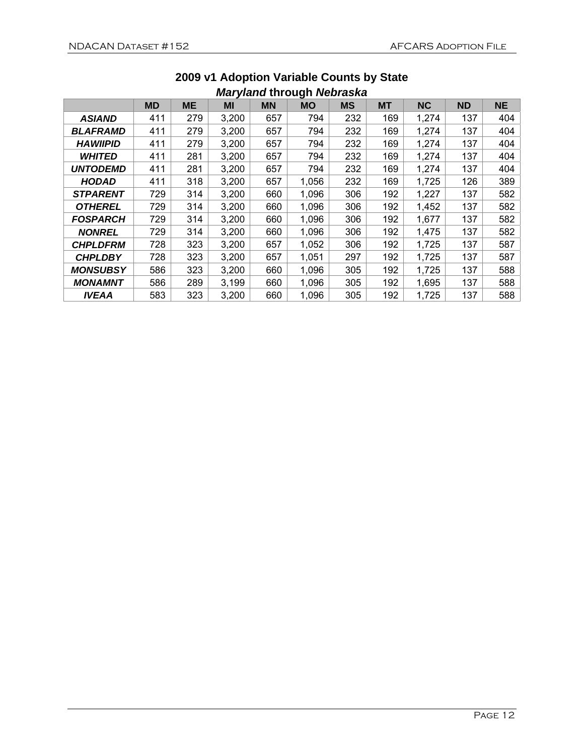## 2009 v1 Adoption Variable Counts by State

### *Maryland* through *Nebraska*

| | MD | ME | MI | MN | MO | MS | MT | NC | ND | NE |
|---|---|---|---|---|---|---|---|---|---|---|
| ***ASIAND*** | 411 | 279 | 3,200 | 657 | 794 | 232 | 169 | 1,274 | 137 | 404 |
| ***BLAFRAMD*** | 411 | 279 | 3,200 | 657 | 794 | 232 | 169 | 1,274 | 137 | 404 |
| ***HAWIIPID*** | 411 | 279 | 3,200 | 657 | 794 | 232 | 169 | 1,274 | 137 | 404 |
| ***WHITED*** | 411 | 281 | 3,200 | 657 | 794 | 232 | 169 | 1,274 | 137 | 404 |
| ***UNTODEMD*** | 411 | 281 | 3,200 | 657 | 794 | 232 | 169 | 1,274 | 137 | 404 |
| ***HODAD*** | 411 | 318 | 3,200 | 657 | 1,056 | 232 | 169 | 1,725 | 126 | 389 |
| ***STPARENT*** | 729 | 314 | 3,200 | 660 | 1,096 | 306 | 192 | 1,227 | 137 | 582 |
| ***OTHEREL*** | 729 | 314 | 3,200 | 660 | 1,096 | 306 | 192 | 1,452 | 137 | 582 |
| ***FOSPARCH*** | 729 | 314 | 3,200 | 660 | 1,096 | 306 | 192 | 1,677 | 137 | 582 |
| ***NONREL*** | 729 | 314 | 3,200 | 660 | 1,096 | 306 | 192 | 1,475 | 137 | 582 |
| ***CHPLDFRM*** | 728 | 323 | 3,200 | 657 | 1,052 | 306 | 192 | 1,725 | 137 | 587 |
| ***CHPLDBY*** | 728 | 323 | 3,200 | 657 | 1,051 | 297 | 192 | 1,725 | 137 | 587 |
| ***MONSUBSY*** | 586 | 323 | 3,200 | 660 | 1,096 | 305 | 192 | 1,725 | 137 | 588 |
| ***MONAMNT*** | 586 | 289 | 3,199 | 660 | 1,096 | 305 | 192 | 1,695 | 137 | 588 |
| ***IVEAA*** | 583 | 323 | 3,200 | 660 | 1,096 | 305 | 192 | 1,725 | 137 | 588 |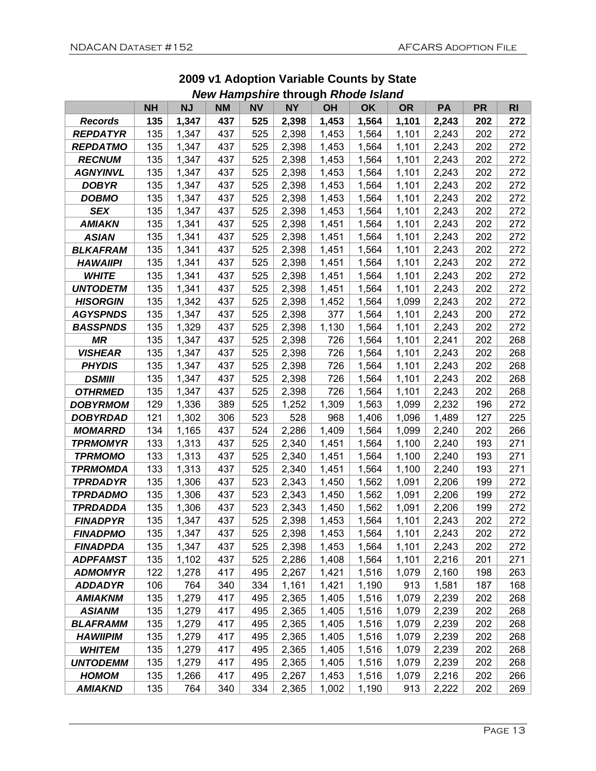## 2009 v1 Adoption Variable Counts by State

### *New Hampshire* through *Rhode Island*

| | NH | NJ | NM | NV | NY | OH | OK | OR | PA | PR | RI |
|---|---|---|---|---|---|---|---|---|---|---|---|
| ***Records*** | **135** | **1,347** | **437** | **525** | **2,398** | **1,453** | **1,564** | **1,101** | **2,243** | **202** | **272** |
| ***REPDATYR*** | 135 | 1,347 | 437 | 525 | 2,398 | 1,453 | 1,564 | 1,101 | 2,243 | 202 | 272 |
| ***REPDATMO*** | 135 | 1,347 | 437 | 525 | 2,398 | 1,453 | 1,564 | 1,101 | 2,243 | 202 | 272 |
| ***RECNUM*** | 135 | 1,347 | 437 | 525 | 2,398 | 1,453 | 1,564 | 1,101 | 2,243 | 202 | 272 |
| ***AGNYINVL*** | 135 | 1,347 | 437 | 525 | 2,398 | 1,453 | 1,564 | 1,101 | 2,243 | 202 | 272 |
| ***DOBYR*** | 135 | 1,347 | 437 | 525 | 2,398 | 1,453 | 1,564 | 1,101 | 2,243 | 202 | 272 |
| ***DOBMO*** | 135 | 1,347 | 437 | 525 | 2,398 | 1,453 | 1,564 | 1,101 | 2,243 | 202 | 272 |
| ***SEX*** | 135 | 1,347 | 437 | 525 | 2,398 | 1,453 | 1,564 | 1,101 | 2,243 | 202 | 272 |
| ***AMIAKN*** | 135 | 1,341 | 437 | 525 | 2,398 | 1,451 | 1,564 | 1,101 | 2,243 | 202 | 272 |
| ***ASIAN*** | 135 | 1,341 | 437 | 525 | 2,398 | 1,451 | 1,564 | 1,101 | 2,243 | 202 | 272 |
| ***BLKAFRAM*** | 135 | 1,341 | 437 | 525 | 2,398 | 1,451 | 1,564 | 1,101 | 2,243 | 202 | 272 |
| ***HAWAIIPI*** | 135 | 1,341 | 437 | 525 | 2,398 | 1,451 | 1,564 | 1,101 | 2,243 | 202 | 272 |
| ***WHITE*** | 135 | 1,341 | 437 | 525 | 2,398 | 1,451 | 1,564 | 1,101 | 2,243 | 202 | 272 |
| ***UNTODETM*** | 135 | 1,341 | 437 | 525 | 2,398 | 1,451 | 1,564 | 1,101 | 2,243 | 202 | 272 |
| ***HISORGIN*** | 135 | 1,342 | 437 | 525 | 2,398 | 1,452 | 1,564 | 1,099 | 2,243 | 202 | 272 |
| ***AGYSPNDS*** | 135 | 1,347 | 437 | 525 | 2,398 | 377 | 1,564 | 1,101 | 2,243 | 200 | 272 |
| ***BASSPNDS*** | 135 | 1,329 | 437 | 525 | 2,398 | 1,130 | 1,564 | 1,101 | 2,243 | 202 | 272 |
| ***MR*** | 135 | 1,347 | 437 | 525 | 2,398 | 726 | 1,564 | 1,101 | 2,241 | 202 | 268 |
| ***VISHEAR*** | 135 | 1,347 | 437 | 525 | 2,398 | 726 | 1,564 | 1,101 | 2,243 | 202 | 268 |
| ***PHYDIS*** | 135 | 1,347 | 437 | 525 | 2,398 | 726 | 1,564 | 1,101 | 2,243 | 202 | 268 |
| ***DSMIII*** | 135 | 1,347 | 437 | 525 | 2,398 | 726 | 1,564 | 1,101 | 2,243 | 202 | 268 |
| ***OTHRMED*** | 135 | 1,347 | 437 | 525 | 2,398 | 726 | 1,564 | 1,101 | 2,243 | 202 | 268 |
| ***DOBYRMOM*** | 129 | 1,336 | 389 | 525 | 1,252 | 1,309 | 1,563 | 1,099 | 2,232 | 196 | 272 |
| ***DOBYRDAD*** | 121 | 1,302 | 306 | 523 | 528 | 968 | 1,406 | 1,096 | 1,489 | 127 | 225 |
| ***MOMARRD*** | 134 | 1,165 | 437 | 524 | 2,286 | 1,409 | 1,564 | 1,099 | 2,240 | 202 | 266 |
| ***TPRMOMYR*** | 133 | 1,313 | 437 | 525 | 2,340 | 1,451 | 1,564 | 1,100 | 2,240 | 193 | 271 |
| ***TPRMOMO*** | 133 | 1,313 | 437 | 525 | 2,340 | 1,451 | 1,564 | 1,100 | 2,240 | 193 | 271 |
| ***TPRMOMDA*** | 133 | 1,313 | 437 | 525 | 2,340 | 1,451 | 1,564 | 1,100 | 2,240 | 193 | 271 |
| ***TPRDADYR*** | 135 | 1,306 | 437 | 523 | 2,343 | 1,450 | 1,562 | 1,091 | 2,206 | 199 | 272 |
| ***TPRDADMO*** | 135 | 1,306 | 437 | 523 | 2,343 | 1,450 | 1,562 | 1,091 | 2,206 | 199 | 272 |
| ***TPRDADDA*** | 135 | 1,306 | 437 | 523 | 2,343 | 1,450 | 1,562 | 1,091 | 2,206 | 199 | 272 |
| ***FINADPYR*** | 135 | 1,347 | 437 | 525 | 2,398 | 1,453 | 1,564 | 1,101 | 2,243 | 202 | 272 |
| ***FINADPMO*** | 135 | 1,347 | 437 | 525 | 2,398 | 1,453 | 1,564 | 1,101 | 2,243 | 202 | 272 |
| ***FINADPDA*** | 135 | 1,347 | 437 | 525 | 2,398 | 1,453 | 1,564 | 1,101 | 2,243 | 202 | 272 |
| ***ADPFAMST*** | 135 | 1,102 | 437 | 525 | 2,286 | 1,408 | 1,564 | 1,101 | 2,216 | 201 | 271 |
| ***ADMOMYR*** | 122 | 1,278 | 417 | 495 | 2,267 | 1,421 | 1,516 | 1,079 | 2,160 | 198 | 263 |
| ***ADDADYR*** | 106 | 764 | 340 | 334 | 1,161 | 1,421 | 1,190 | 913 | 1,581 | 187 | 168 |
| ***AMIAKNM*** | 135 | 1,279 | 417 | 495 | 2,365 | 1,405 | 1,516 | 1,079 | 2,239 | 202 | 268 |
| ***ASIANM*** | 135 | 1,279 | 417 | 495 | 2,365 | 1,405 | 1,516 | 1,079 | 2,239 | 202 | 268 |
| ***BLAFRAMM*** | 135 | 1,279 | 417 | 495 | 2,365 | 1,405 | 1,516 | 1,079 | 2,239 | 202 | 268 |
| ***HAWIIPIM*** | 135 | 1,279 | 417 | 495 | 2,365 | 1,405 | 1,516 | 1,079 | 2,239 | 202 | 268 |
| ***WHITEM*** | 135 | 1,279 | 417 | 495 | 2,365 | 1,405 | 1,516 | 1,079 | 2,239 | 202 | 268 |
| ***UNTODEMM*** | 135 | 1,279 | 417 | 495 | 2,365 | 1,405 | 1,516 | 1,079 | 2,239 | 202 | 268 |
| ***HOMOM*** | 135 | 1,266 | 417 | 495 | 2,267 | 1,453 | 1,516 | 1,079 | 2,216 | 202 | 266 |
| ***AMIAKND*** | 135 | 764 | 340 | 334 | 2,365 | 1,002 | 1,190 | 913 | 2,222 | 202 | 269 |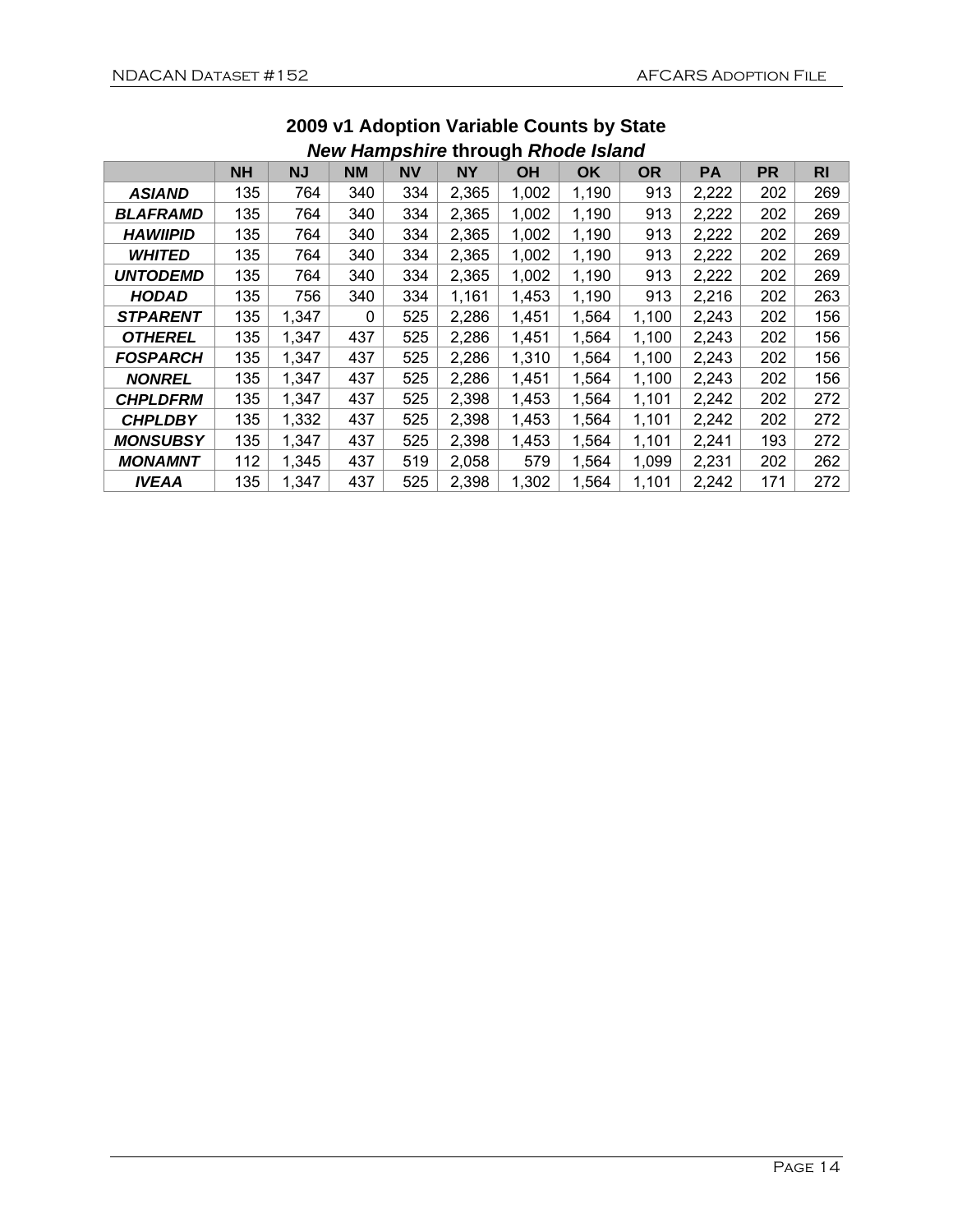## 2009 v1 Adoption Variable Counts by State

### *New Hampshire* through *Rhode Island*

| | NH | NJ | NM | NV | NY | OH | OK | OR | PA | PR | RI |
|---|---|---|---|---|---|---|---|---|---|---|---|
| ***ASIAND*** | 135 | 764 | 340 | 334 | 2,365 | 1,002 | 1,190 | 913 | 2,222 | 202 | 269 |
| ***BLAFRAMD*** | 135 | 764 | 340 | 334 | 2,365 | 1,002 | 1,190 | 913 | 2,222 | 202 | 269 |
| ***HAWIIPID*** | 135 | 764 | 340 | 334 | 2,365 | 1,002 | 1,190 | 913 | 2,222 | 202 | 269 |
| ***WHITED*** | 135 | 764 | 340 | 334 | 2,365 | 1,002 | 1,190 | 913 | 2,222 | 202 | 269 |
| ***UNTODEMD*** | 135 | 764 | 340 | 334 | 2,365 | 1,002 | 1,190 | 913 | 2,222 | 202 | 269 |
| ***HODAD*** | 135 | 756 | 340 | 334 | 1,161 | 1,453 | 1,190 | 913 | 2,216 | 202 | 263 |
| ***STPARENT*** | 135 | 1,347 | 0 | 525 | 2,286 | 1,451 | 1,564 | 1,100 | 2,243 | 202 | 156 |
| ***OTHEREL*** | 135 | 1,347 | 437 | 525 | 2,286 | 1,451 | 1,564 | 1,100 | 2,243 | 202 | 156 |
| ***FOSPARCH*** | 135 | 1,347 | 437 | 525 | 2,286 | 1,310 | 1,564 | 1,100 | 2,243 | 202 | 156 |
| ***NONREL*** | 135 | 1,347 | 437 | 525 | 2,286 | 1,451 | 1,564 | 1,100 | 2,243 | 202 | 156 |
| ***CHPLDFRM*** | 135 | 1,347 | 437 | 525 | 2,398 | 1,453 | 1,564 | 1,101 | 2,242 | 202 | 272 |
| ***CHPLDBY*** | 135 | 1,332 | 437 | 525 | 2,398 | 1,453 | 1,564 | 1,101 | 2,242 | 202 | 272 |
| ***MONSUBSY*** | 135 | 1,347 | 437 | 525 | 2,398 | 1,453 | 1,564 | 1,101 | 2,241 | 193 | 272 |
| ***MONAMNT*** | 112 | 1,345 | 437 | 519 | 2,058 | 579 | 1,564 | 1,099 | 2,231 | 202 | 262 |
| ***IVEAA*** | 135 | 1,347 | 437 | 525 | 2,398 | 1,302 | 1,564 | 1,101 | 2,242 | 171 | 272 |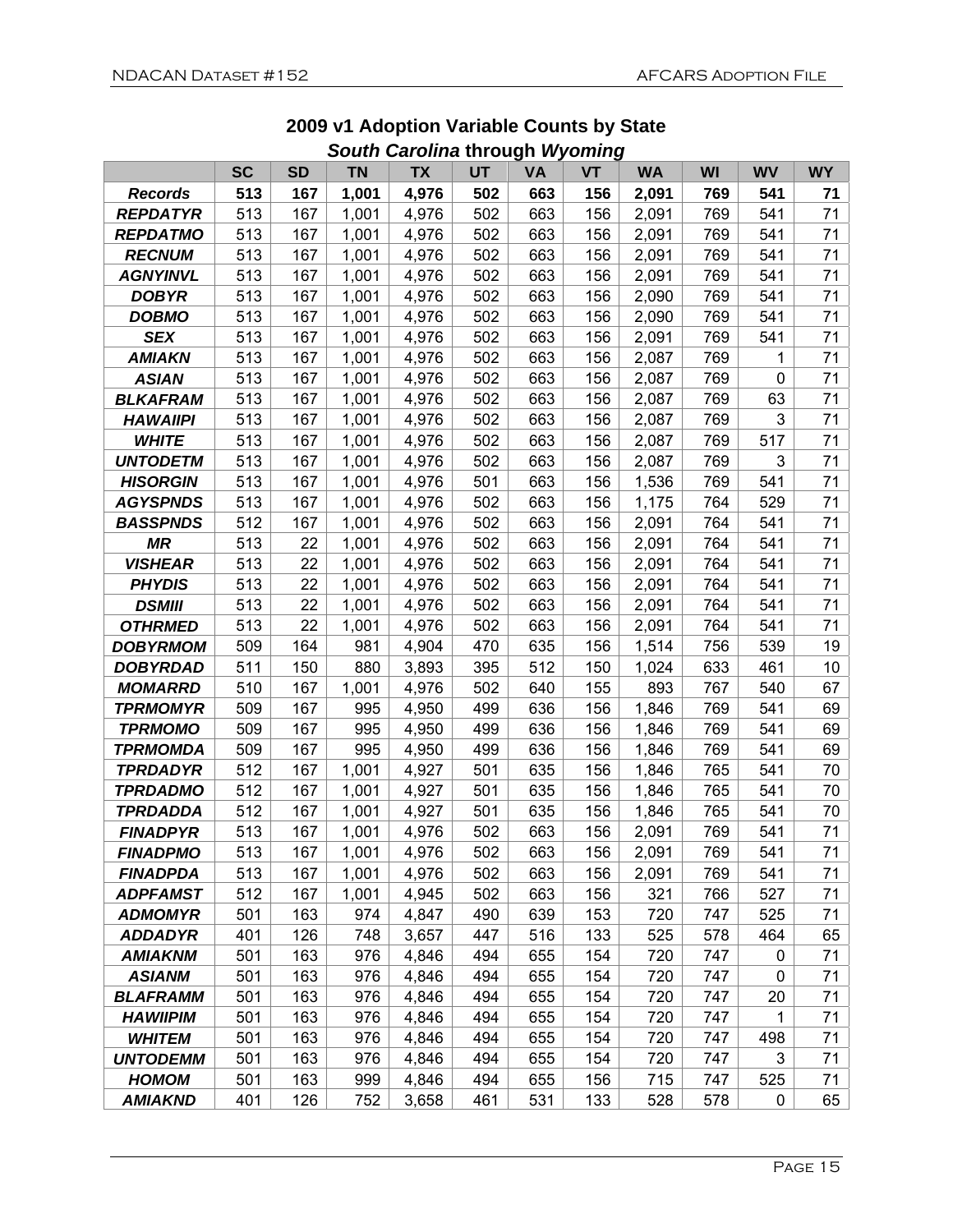## 2009 v1 Adoption Variable Counts by State

### *South Carolina* through *Wyoming*

| | SC | SD | TN | TX | UT | VA | VT | WA | WI | WV | WY |
|---|---|---|---|---|---|---|---|---|---|---|---|
| ***Records*** | **513** | **167** | **1,001** | **4,976** | **502** | **663** | **156** | **2,091** | **769** | **541** | **71** |
| ***REPDATYR*** | 513 | 167 | 1,001 | 4,976 | 502 | 663 | 156 | 2,091 | 769 | 541 | 71 |
| ***REPDATMO*** | 513 | 167 | 1,001 | 4,976 | 502 | 663 | 156 | 2,091 | 769 | 541 | 71 |
| ***RECNUM*** | 513 | 167 | 1,001 | 4,976 | 502 | 663 | 156 | 2,091 | 769 | 541 | 71 |
| ***AGNYINVL*** | 513 | 167 | 1,001 | 4,976 | 502 | 663 | 156 | 2,091 | 769 | 541 | 71 |
| ***DOBYR*** | 513 | 167 | 1,001 | 4,976 | 502 | 663 | 156 | 2,090 | 769 | 541 | 71 |
| ***DOBMO*** | 513 | 167 | 1,001 | 4,976 | 502 | 663 | 156 | 2,090 | 769 | 541 | 71 |
| ***SEX*** | 513 | 167 | 1,001 | 4,976 | 502 | 663 | 156 | 2,091 | 769 | 541 | 71 |
| ***AMIAKN*** | 513 | 167 | 1,001 | 4,976 | 502 | 663 | 156 | 2,087 | 769 | 1 | 71 |
| ***ASIAN*** | 513 | 167 | 1,001 | 4,976 | 502 | 663 | 156 | 2,087 | 769 | 0 | 71 |
| ***BLKAFRAM*** | 513 | 167 | 1,001 | 4,976 | 502 | 663 | 156 | 2,087 | 769 | 63 | 71 |
| ***HAWAIIPI*** | 513 | 167 | 1,001 | 4,976 | 502 | 663 | 156 | 2,087 | 769 | 3 | 71 |
| ***WHITE*** | 513 | 167 | 1,001 | 4,976 | 502 | 663 | 156 | 2,087 | 769 | 517 | 71 |
| ***UNTODETM*** | 513 | 167 | 1,001 | 4,976 | 502 | 663 | 156 | 2,087 | 769 | 3 | 71 |
| ***HISORGIN*** | 513 | 167 | 1,001 | 4,976 | 501 | 663 | 156 | 1,536 | 769 | 541 | 71 |
| ***AGYSPNDS*** | 513 | 167 | 1,001 | 4,976 | 502 | 663 | 156 | 1,175 | 764 | 529 | 71 |
| ***BASSPNDS*** | 512 | 167 | 1,001 | 4,976 | 502 | 663 | 156 | 2,091 | 764 | 541 | 71 |
| ***MR*** | 513 | 22 | 1,001 | 4,976 | 502 | 663 | 156 | 2,091 | 764 | 541 | 71 |
| ***VISHEAR*** | 513 | 22 | 1,001 | 4,976 | 502 | 663 | 156 | 2,091 | 764 | 541 | 71 |
| ***PHYDIS*** | 513 | 22 | 1,001 | 4,976 | 502 | 663 | 156 | 2,091 | 764 | 541 | 71 |
| ***DSMIII*** | 513 | 22 | 1,001 | 4,976 | 502 | 663 | 156 | 2,091 | 764 | 541 | 71 |
| ***OTHRMED*** | 513 | 22 | 1,001 | 4,976 | 502 | 663 | 156 | 2,091 | 764 | 541 | 71 |
| ***DOBYRMOM*** | 509 | 164 | 981 | 4,904 | 470 | 635 | 156 | 1,514 | 756 | 539 | 19 |
| ***DOBYRDAD*** | 511 | 150 | 880 | 3,893 | 395 | 512 | 150 | 1,024 | 633 | 461 | 10 |
| ***MOMARRD*** | 510 | 167 | 1,001 | 4,976 | 502 | 640 | 155 | 893 | 767 | 540 | 67 |
| ***TPRMOMYR*** | 509 | 167 | 995 | 4,950 | 499 | 636 | 156 | 1,846 | 769 | 541 | 69 |
| ***TPRMOMO*** | 509 | 167 | 995 | 4,950 | 499 | 636 | 156 | 1,846 | 769 | 541 | 69 |
| ***TPRMOMDA*** | 509 | 167 | 995 | 4,950 | 499 | 636 | 156 | 1,846 | 769 | 541 | 69 |
| ***TPRDADYR*** | 512 | 167 | 1,001 | 4,927 | 501 | 635 | 156 | 1,846 | 765 | 541 | 70 |
| ***TPRDADMO*** | 512 | 167 | 1,001 | 4,927 | 501 | 635 | 156 | 1,846 | 765 | 541 | 70 |
| ***TPRDADDA*** | 512 | 167 | 1,001 | 4,927 | 501 | 635 | 156 | 1,846 | 765 | 541 | 70 |
| ***FINADPYR*** | 513 | 167 | 1,001 | 4,976 | 502 | 663 | 156 | 2,091 | 769 | 541 | 71 |
| ***FINADPMO*** | 513 | 167 | 1,001 | 4,976 | 502 | 663 | 156 | 2,091 | 769 | 541 | 71 |
| ***FINADPDA*** | 513 | 167 | 1,001 | 4,976 | 502 | 663 | 156 | 2,091 | 769 | 541 | 71 |
| ***ADPFAMST*** | 512 | 167 | 1,001 | 4,945 | 502 | 663 | 156 | 321 | 766 | 527 | 71 |
| ***ADMOMYR*** | 501 | 163 | 974 | 4,847 | 490 | 639 | 153 | 720 | 747 | 525 | 71 |
| ***ADDADYR*** | 401 | 126 | 748 | 3,657 | 447 | 516 | 133 | 525 | 578 | 464 | 65 |
| ***AMIAKNM*** | 501 | 163 | 976 | 4,846 | 494 | 655 | 154 | 720 | 747 | 0 | 71 |
| ***ASIANM*** | 501 | 163 | 976 | 4,846 | 494 | 655 | 154 | 720 | 747 | 0 | 71 |
| ***BLAFRAMM*** | 501 | 163 | 976 | 4,846 | 494 | 655 | 154 | 720 | 747 | 20 | 71 |
| ***HAWIIPIM*** | 501 | 163 | 976 | 4,846 | 494 | 655 | 154 | 720 | 747 | 1 | 71 |
| ***WHITEM*** | 501 | 163 | 976 | 4,846 | 494 | 655 | 154 | 720 | 747 | 498 | 71 |
| ***UNTODEMM*** | 501 | 163 | 976 | 4,846 | 494 | 655 | 154 | 720 | 747 | 3 | 71 |
| ***HOMOM*** | 501 | 163 | 999 | 4,846 | 494 | 655 | 156 | 715 | 747 | 525 | 71 |
| ***AMIAKND*** | 401 | 126 | 752 | 3,658 | 461 | 531 | 133 | 528 | 578 | 0 | 65 |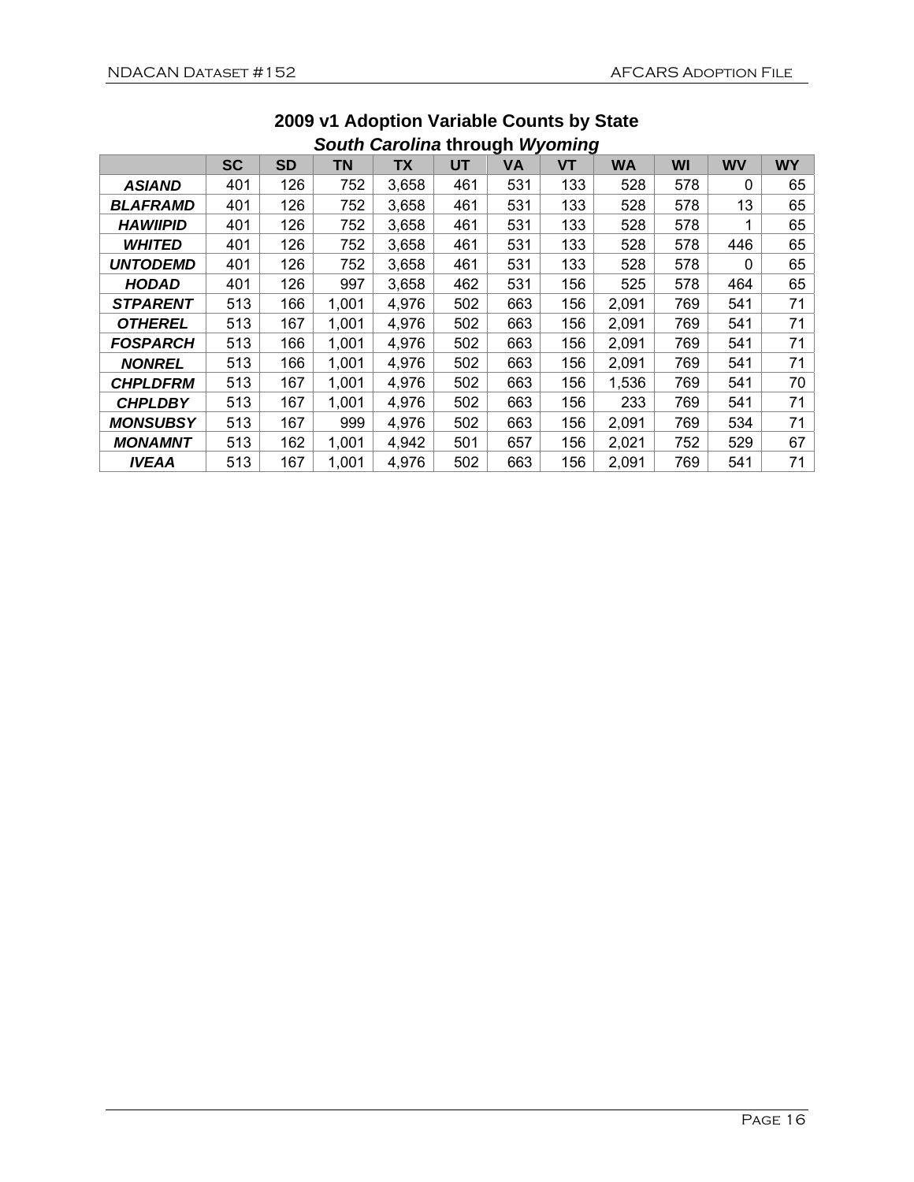## 2009 v1 Adoption Variable Counts by State

### *South Carolina* through *Wyoming*

| | SC | SD | TN | TX | UT | VA | VT | WA | WI | WV | WY |
|---|---|---|---|---|---|---|---|---|---|---|---|
| ***ASIAND*** | 401 | 126 | 752 | 3,658 | 461 | 531 | 133 | 528 | 578 | 0 | 65 |
| ***BLAFRAMD*** | 401 | 126 | 752 | 3,658 | 461 | 531 | 133 | 528 | 578 | 13 | 65 |
| ***HAWIIPID*** | 401 | 126 | 752 | 3,658 | 461 | 531 | 133 | 528 | 578 | 1 | 65 |
| ***WHITED*** | 401 | 126 | 752 | 3,658 | 461 | 531 | 133 | 528 | 578 | 446 | 65 |
| ***UNTODEMD*** | 401 | 126 | 752 | 3,658 | 461 | 531 | 133 | 528 | 578 | 0 | 65 |
| ***HODAD*** | 401 | 126 | 997 | 3,658 | 462 | 531 | 156 | 525 | 578 | 464 | 65 |
| ***STPARENT*** | 513 | 166 | 1,001 | 4,976 | 502 | 663 | 156 | 2,091 | 769 | 541 | 71 |
| ***OTHEREL*** | 513 | 167 | 1,001 | 4,976 | 502 | 663 | 156 | 2,091 | 769 | 541 | 71 |
| ***FOSPARCH*** | 513 | 166 | 1,001 | 4,976 | 502 | 663 | 156 | 2,091 | 769 | 541 | 71 |
| ***NONREL*** | 513 | 166 | 1,001 | 4,976 | 502 | 663 | 156 | 2,091 | 769 | 541 | 71 |
| ***CHPLDFRM*** | 513 | 167 | 1,001 | 4,976 | 502 | 663 | 156 | 1,536 | 769 | 541 | 70 |
| ***CHPLDBY*** | 513 | 167 | 1,001 | 4,976 | 502 | 663 | 156 | 233 | 769 | 541 | 71 |
| ***MONSUBSY*** | 513 | 167 | 999 | 4,976 | 502 | 663 | 156 | 2,091 | 769 | 534 | 71 |
| ***MONAMNT*** | 513 | 162 | 1,001 | 4,942 | 501 | 657 | 156 | 2,021 | 752 | 529 | 67 |
| ***IVEAA*** | 513 | 167 | 1,001 | 4,976 | 502 | 663 | 156 | 2,091 | 769 | 541 | 71 |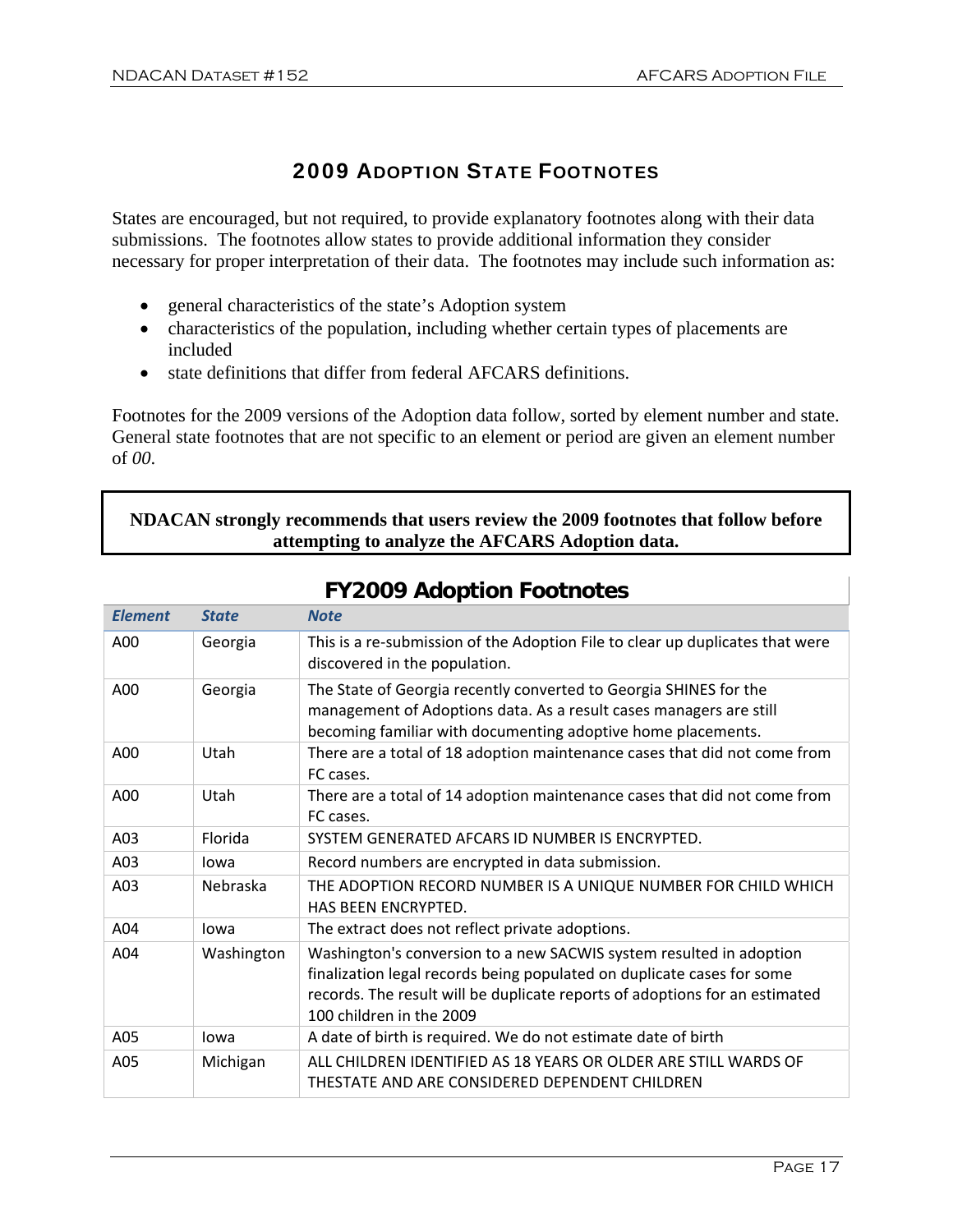## 2009 Adoption State Footnotes

States are encouraged, but not required, to provide explanatory footnotes along with their data submissions. The footnotes allow states to provide additional information they consider necessary for proper interpretation of their data. The footnotes may include such information as:

- general characteristics of the state's Adoption system
- characteristics of the population, including whether certain types of placements are included
- state definitions that differ from federal AFCARS definitions.

Footnotes for the 2009 versions of the Adoption data follow, sorted by element number and state. General state footnotes that are not specific to an element or period are given an element number of *00*.

**NDACAN strongly recommends that users review the 2009 footnotes that follow before attempting to analyze the AFCARS Adoption data.**

### FY2009 Adoption Footnotes

| *Element* | *State* | *Note* |
|---|---|---|
| A00 | Georgia | This is a re-submission of the Adoption File to clear up duplicates that were discovered in the population. |
| A00 | Georgia | The State of Georgia recently converted to Georgia SHINES for the management of Adoptions data. As a result cases managers are still becoming familiar with documenting adoptive home placements. |
| A00 | Utah | There are a total of 18 adoption maintenance cases that did not come from FC cases. |
| A00 | Utah | There are a total of 14 adoption maintenance cases that did not come from FC cases. |
| A03 | Florida | SYSTEM GENERATED AFCARS ID NUMBER IS ENCRYPTED. |
| A03 | Iowa | Record numbers are encrypted in data submission. |
| A03 | Nebraska | THE ADOPTION RECORD NUMBER IS A UNIQUE NUMBER FOR CHILD WHICH HAS BEEN ENCRYPTED. |
| A04 | Iowa | The extract does not reflect private adoptions. |
| A04 | Washington | Washington's conversion to a new SACWIS system resulted in adoption finalization legal records being populated on duplicate cases for some records. The result will be duplicate reports of adoptions for an estimated 100 children in the 2009 |
| A05 | Iowa | A date of birth is required. We do not estimate date of birth |
| A05 | Michigan | ALL CHILDREN IDENTIFIED AS 18 YEARS OR OLDER ARE STILL WARDS OF THESTATE AND ARE CONSIDERED DEPENDENT CHILDREN |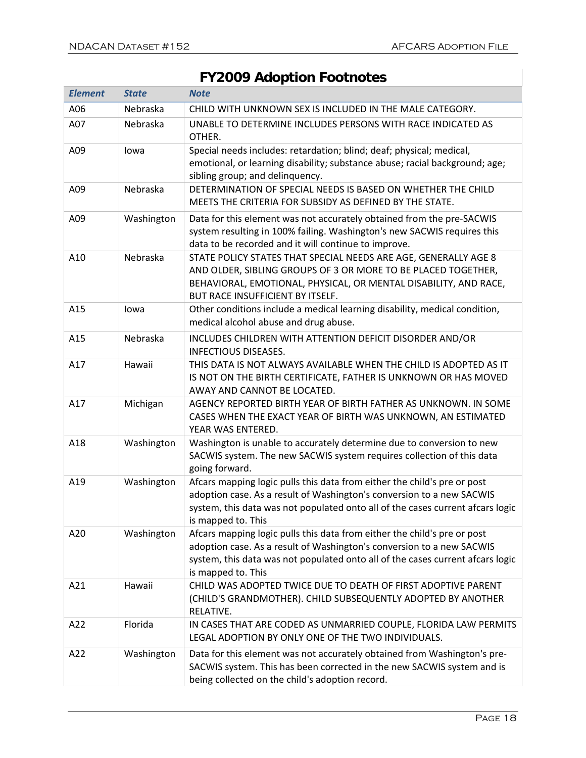## FY2009 Adoption Footnotes

| Element | State | Note |
|---|---|---|
| A06 | Nebraska | CHILD WITH UNKNOWN SEX IS INCLUDED IN THE MALE CATEGORY. |
| A07 | Nebraska | UNABLE TO DETERMINE INCLUDES PERSONS WITH RACE INDICATED AS OTHER. |
| A09 | Iowa | Special needs includes: retardation; blind; deaf; physical; medical, emotional, or learning disability; substance abuse; racial background; age; sibling group; and delinquency. |
| A09 | Nebraska | DETERMINATION OF SPECIAL NEEDS IS BASED ON WHETHER THE CHILD MEETS THE CRITERIA FOR SUBSIDY AS DEFINED BY THE STATE. |
| A09 | Washington | Data for this element was not accurately obtained from the pre-SACWIS system resulting in 100% failing. Washington's new SACWIS requires this data to be recorded and it will continue to improve. |
| A10 | Nebraska | STATE POLICY STATES THAT SPECIAL NEEDS ARE AGE, GENERALLY AGE 8 AND OLDER, SIBLING GROUPS OF 3 OR MORE TO BE PLACED TOGETHER, BEHAVIORAL, EMOTIONAL, PHYSICAL, OR MENTAL DISABILITY, AND RACE, BUT RACE INSUFFICIENT BY ITSELF. |
| A15 | Iowa | Other conditions include a medical learning disability, medical condition, medical alcohol abuse and drug abuse. |
| A15 | Nebraska | INCLUDES CHILDREN WITH ATTENTION DEFICIT DISORDER AND/OR INFECTIOUS DISEASES. |
| A17 | Hawaii | THIS DATA IS NOT ALWAYS AVAILABLE WHEN THE CHILD IS ADOPTED AS IT IS NOT ON THE BIRTH CERTIFICATE, FATHER IS UNKNOWN OR HAS MOVED AWAY AND CANNOT BE LOCATED. |
| A17 | Michigan | AGENCY REPORTED BIRTH YEAR OF BIRTH FATHER AS UNKNOWN. IN SOME CASES WHEN THE EXACT YEAR OF BIRTH WAS UNKNOWN, AN ESTIMATED YEAR WAS ENTERED. |
| A18 | Washington | Washington is unable to accurately determine due to conversion to new SACWIS system. The new SACWIS system requires collection of this data going forward. |
| A19 | Washington | Afcars mapping logic pulls this data from either the child's pre or post adoption case. As a result of Washington's conversion to a new SACWIS system, this data was not populated onto all of the cases current afcars logic is mapped to. This |
| A20 | Washington | Afcars mapping logic pulls this data from either the child's pre or post adoption case. As a result of Washington's conversion to a new SACWIS system, this data was not populated onto all of the cases current afcars logic is mapped to. This |
| A21 | Hawaii | CHILD WAS ADOPTED TWICE DUE TO DEATH OF FIRST ADOPTIVE PARENT (CHILD'S GRANDMOTHER). CHILD SUBSEQUENTLY ADOPTED BY ANOTHER RELATIVE. |
| A22 | Florida | IN CASES THAT ARE CODED AS UNMARRIED COUPLE, FLORIDA LAW PERMITS LEGAL ADOPTION BY ONLY ONE OF THE TWO INDIVIDUALS. |
| A22 | Washington | Data for this element was not accurately obtained from Washington's pre-SACWIS system. This has been corrected in the new SACWIS system and is being collected on the child's adoption record. |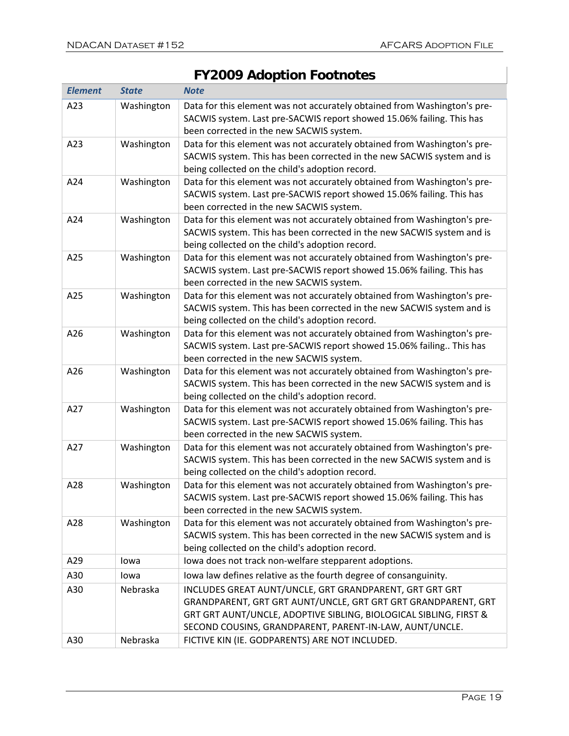# FY2009 Adoption Footnotes

| Element | State | Note |
|---|---|---|
| A23 | Washington | Data for this element was not accurately obtained from Washington's pre-SACWIS system. Last pre-SACWIS report showed 15.06% failing. This has been corrected in the new SACWIS system. |
| A23 | Washington | Data for this element was not accurately obtained from Washington's pre-SACWIS system. This has been corrected in the new SACWIS system and is being collected on the child's adoption record. |
| A24 | Washington | Data for this element was not accurately obtained from Washington's pre-SACWIS system. Last pre-SACWIS report showed 15.06% failing. This has been corrected in the new SACWIS system. |
| A24 | Washington | Data for this element was not accurately obtained from Washington's pre-SACWIS system. This has been corrected in the new SACWIS system and is being collected on the child's adoption record. |
| A25 | Washington | Data for this element was not accurately obtained from Washington's pre-SACWIS system. Last pre-SACWIS report showed 15.06% failing. This has been corrected in the new SACWIS system. |
| A25 | Washington | Data for this element was not accurately obtained from Washington's pre-SACWIS system. This has been corrected in the new SACWIS system and is being collected on the child's adoption record. |
| A26 | Washington | Data for this element was not accurately obtained from Washington's pre-SACWIS system. Last pre-SACWIS report showed 15.06% failing.. This has been corrected in the new SACWIS system. |
| A26 | Washington | Data for this element was not accurately obtained from Washington's pre-SACWIS system. This has been corrected in the new SACWIS system and is being collected on the child's adoption record. |
| A27 | Washington | Data for this element was not accurately obtained from Washington's pre-SACWIS system. Last pre-SACWIS report showed 15.06% failing. This has been corrected in the new SACWIS system. |
| A27 | Washington | Data for this element was not accurately obtained from Washington's pre-SACWIS system. This has been corrected in the new SACWIS system and is being collected on the child's adoption record. |
| A28 | Washington | Data for this element was not accurately obtained from Washington's pre-SACWIS system. Last pre-SACWIS report showed 15.06% failing. This has been corrected in the new SACWIS system. |
| A28 | Washington | Data for this element was not accurately obtained from Washington's pre-SACWIS system. This has been corrected in the new SACWIS system and is being collected on the child's adoption record. |
| A29 | Iowa | Iowa does not track non-welfare stepparent adoptions. |
| A30 | Iowa | Iowa law defines relative as the fourth degree of consanguinity. |
| A30 | Nebraska | INCLUDES GREAT AUNT/UNCLE, GRT GRANDPARENT, GRT GRT GRT GRANDPARENT, GRT GRT AUNT/UNCLE, GRT GRT GRT GRANDPARENT, GRT GRT GRT AUNT/UNCLE, ADOPTIVE SIBLING, BIOLOGICAL SIBLING, FIRST & SECOND COUSINS, GRANDPARENT, PARENT-IN-LAW, AUNT/UNCLE. |
| A30 | Nebraska | FICTIVE KIN (IE. GODPARENTS) ARE NOT INCLUDED. |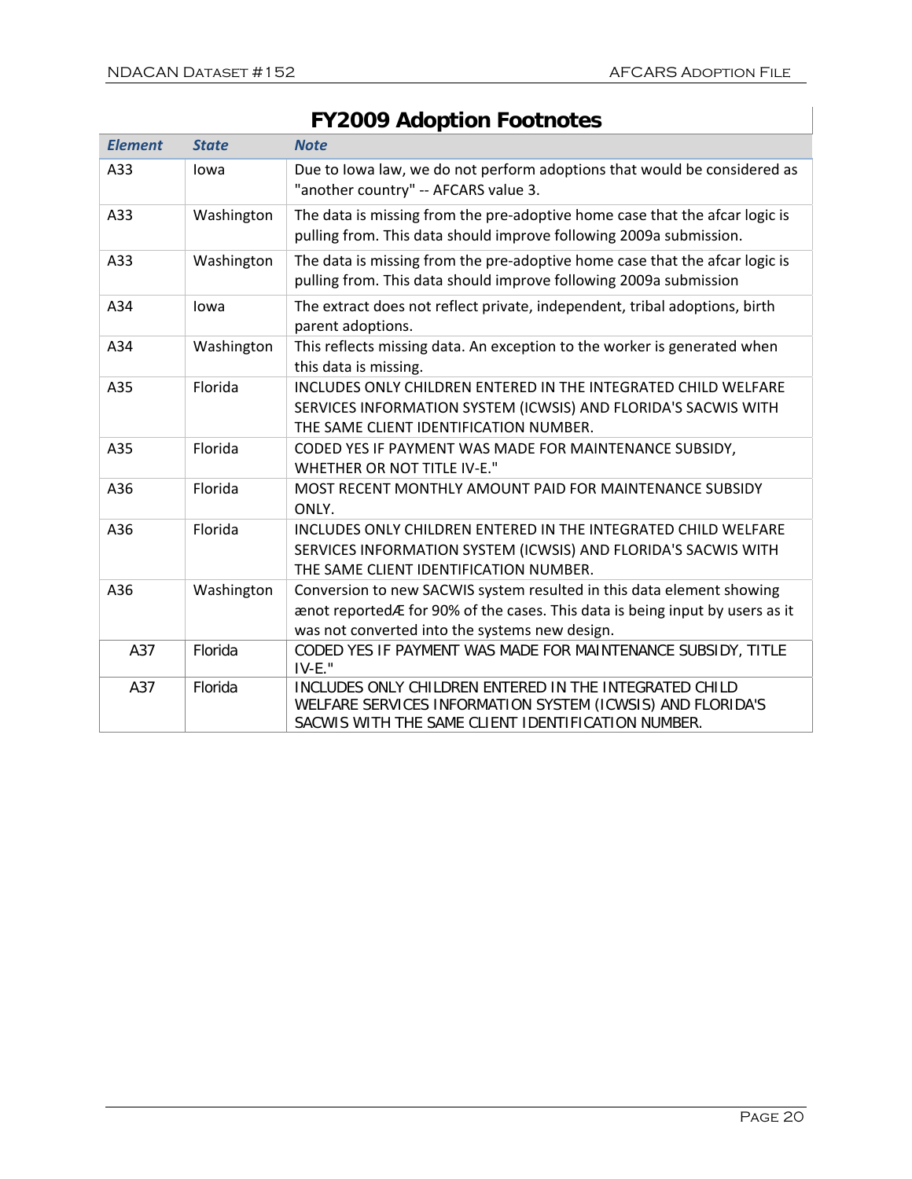## FY2009 Adoption Footnotes

| Element | State | Note |
|---|---|---|
| A33 | Iowa | Due to Iowa law, we do not perform adoptions that would be considered as "another country" -- AFCARS value 3. |
| A33 | Washington | The data is missing from the pre-adoptive home case that the afcar logic is pulling from. This data should improve following 2009a submission. |
| A33 | Washington | The data is missing from the pre-adoptive home case that the afcar logic is pulling from. This data should improve following 2009a submission |
| A34 | Iowa | The extract does not reflect private, independent, tribal adoptions, birth parent adoptions. |
| A34 | Washington | This reflects missing data. An exception to the worker is generated when this data is missing. |
| A35 | Florida | INCLUDES ONLY CHILDREN ENTERED IN THE INTEGRATED CHILD WELFARE SERVICES INFORMATION SYSTEM (ICWSIS) AND FLORIDA'S SACWIS WITH THE SAME CLIENT IDENTIFICATION NUMBER. |
| A35 | Florida | CODED YES IF PAYMENT WAS MADE FOR MAINTENANCE SUBSIDY, WHETHER OR NOT TITLE IV-E." |
| A36 | Florida | MOST RECENT MONTHLY AMOUNT PAID FOR MAINTENANCE SUBSIDY ONLY. |
| A36 | Florida | INCLUDES ONLY CHILDREN ENTERED IN THE INTEGRATED CHILD WELFARE SERVICES INFORMATION SYSTEM (ICWSIS) AND FLORIDA'S SACWIS WITH THE SAME CLIENT IDENTIFICATION NUMBER. |
| A36 | Washington | Conversion to new SACWIS system resulted in this data element showing ænot reportedÆ for 90% of the cases. This data is being input by users as it was not converted into the systems new design. |
| A37 | Florida | CODED YES IF PAYMENT WAS MADE FOR MAINTENANCE SUBSIDY, TITLE IV-E." |
| A37 | Florida | INCLUDES ONLY CHILDREN ENTERED IN THE INTEGRATED CHILD WELFARE SERVICES INFORMATION SYSTEM (ICWSIS) AND FLORIDA'S SACWIS WITH THE SAME CLIENT IDENTIFICATION NUMBER. |